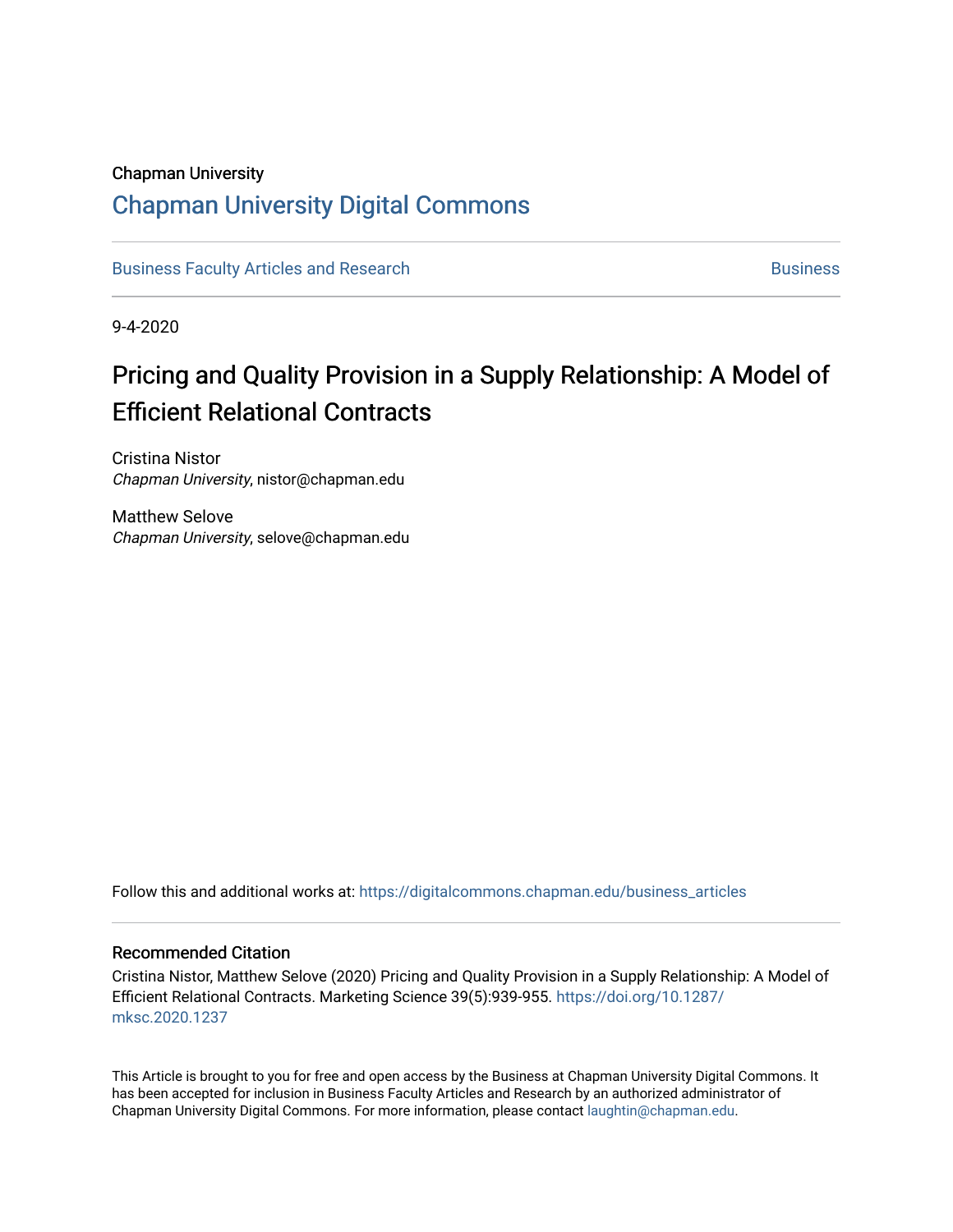Chapman University

# Chapman University Digital Commons

Business Faculty Articles and Research | Business

9-4-2020

# Pricing and Quality Provision in a Supply Relationship: A Model of Efficient Relational Contracts

Cristina Nistor
*Chapman University*, nistor@chapman.edu

Matthew Selove
*Chapman University*, selove@chapman.edu

Follow this and additional works at: https://digitalcommons.chapman.edu/business_articles

## Recommended Citation

Cristina Nistor, Matthew Selove (2020) Pricing and Quality Provision in a Supply Relationship: A Model of Efficient Relational Contracts. Marketing Science 39(5):939-955. https://doi.org/10.1287/mksc.2020.1237

This Article is brought to you for free and open access by the Business at Chapman University Digital Commons. It has been accepted for inclusion in Business Faculty Articles and Research by an authorized administrator of Chapman University Digital Commons. For more information, please contact laughtin@chapman.edu.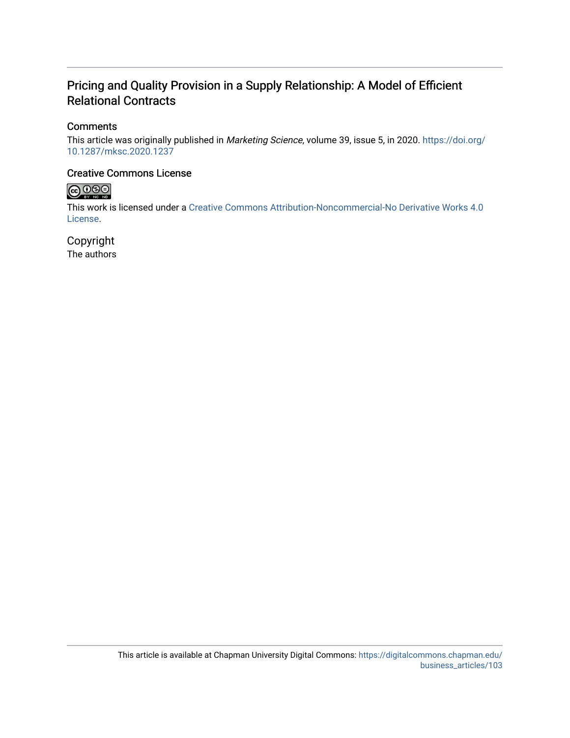# Pricing and Quality Provision in a Supply Relationship: A Model of Efficient Relational Contracts

## Comments

This article was originally published in *Marketing Science*, volume 39, issue 5, in 2020. https://doi.org/10.1287/mksc.2020.1237

## Creative Commons License

This work is licensed under a Creative Commons Attribution-Noncommercial-No Derivative Works 4.0 License.

## Copyright

The authors

This article is available at Chapman University Digital Commons: https://digitalcommons.chapman.edu/business_articles/103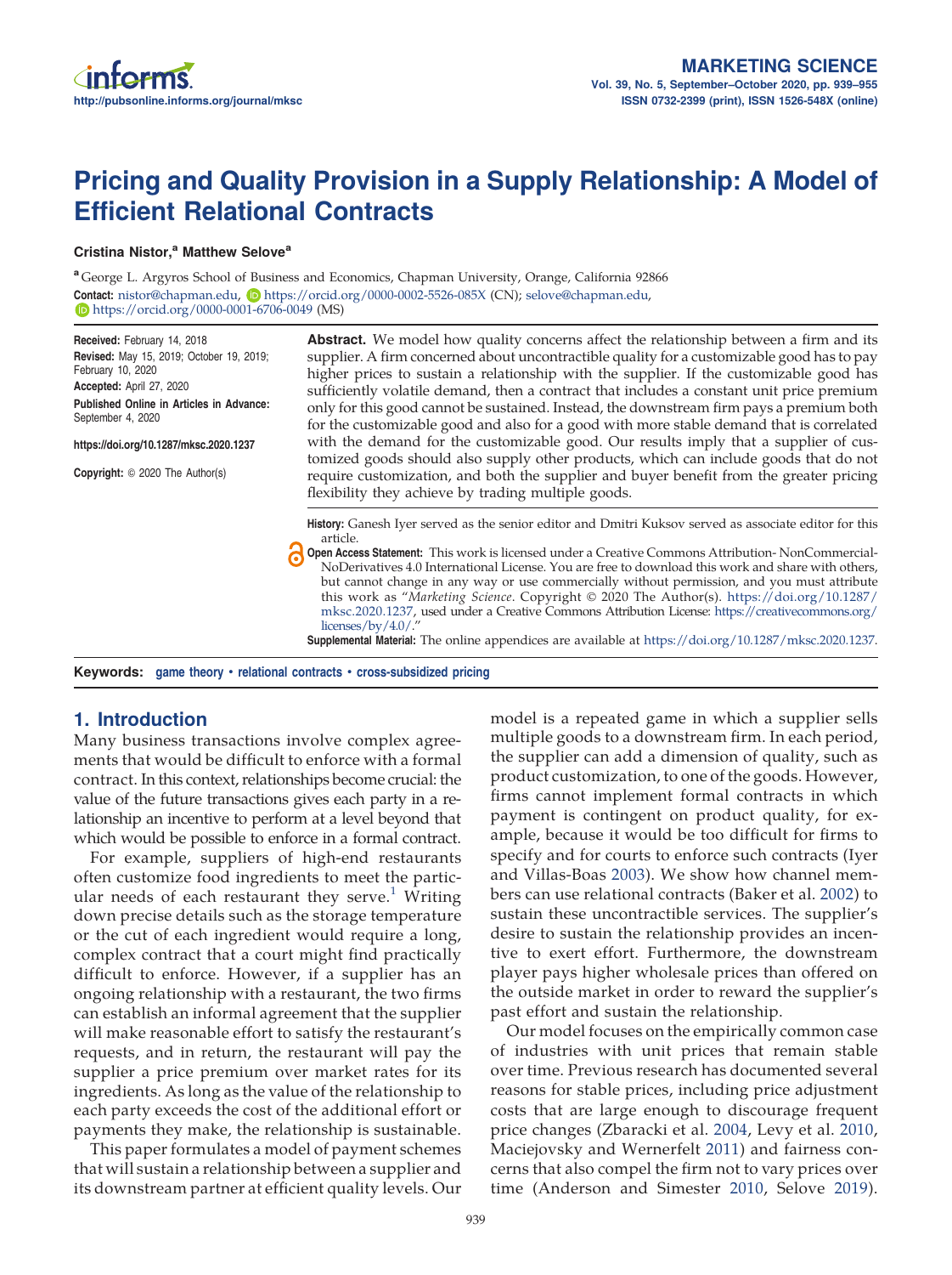# Pricing and Quality Provision in a Supply Relationship: A Model of Efficient Relational Contracts

**Cristina Nistor,[a] Matthew Selove[a]**

[a] George L. Argyros School of Business and Economics, Chapman University, Orange, California 92866

**Contact:** nistor@chapman.edu, https://orcid.org/0000-0002-5526-085X (CN); selove@chapman.edu, https://orcid.org/0000-0001-6706-0049 (MS)

**Received:** February 14, 2018
**Revised:** May 15, 2019; October 19, 2019; February 10, 2020
**Accepted:** April 27, 2020
**Published Online in Articles in Advance:** September 4, 2020

https://doi.org/10.1287/mksc.2020.1237

**Copyright:** © 2020 The Author(s)

**Abstract.** We model how quality concerns affect the relationship between a firm and its supplier. A firm concerned about uncontractible quality for a customizable good has to pay higher prices to sustain a relationship with the supplier. If the customizable good has sufficiently volatile demand, then a contract that includes a constant unit price premium only for this good cannot be sustained. Instead, the downstream firm pays a premium both for the customizable good and also for a good with more stable demand that is correlated with the demand for the customizable good. Our results imply that a supplier of customized goods should also supply other products, which can include goods that do not require customization, and both the supplier and buyer benefit from the greater pricing flexibility they achieve by trading multiple goods.

**History:** Ganesh Iyer served as the senior editor and Dmitri Kuksov served as associate editor for this article.

**Open Access Statement:** This work is licensed under a Creative Commons Attribution- NonCommercial-NoDerivatives 4.0 International License. You are free to download this work and share with others, but cannot change in any way or use commercially without permission, and you must attribute this work as "*Marketing Science*. Copyright © 2020 The Author(s). https://doi.org/10.1287/mksc.2020.1237, used under a Creative Commons Attribution License: https://creativecommons.org/licenses/by/4.0/."

**Supplemental Material:** The online appendices are available at https://doi.org/10.1287/mksc.2020.1237.

**Keywords:** game theory • relational contracts • cross-subsidized pricing

## 1. Introduction

Many business transactions involve complex agreements that would be difficult to enforce with a formal contract. In this context, relationships become crucial: the value of the future transactions gives each party in a relationship an incentive to perform at a level beyond that which would be possible to enforce in a formal contract.

For example, suppliers of high-end restaurants often customize food ingredients to meet the particular needs of each restaurant they serve.[1] Writing down precise details such as the storage temperature or the cut of each ingredient would require a long, complex contract that a court might find practically difficult to enforce. However, if a supplier has an ongoing relationship with a restaurant, the two firms can establish an informal agreement that the supplier will make reasonable effort to satisfy the restaurant's requests, and in return, the restaurant will pay the supplier a price premium over market rates for its ingredients. As long as the value of the relationship to each party exceeds the cost of the additional effort or payments they make, the relationship is sustainable.

This paper formulates a model of payment schemes that will sustain a relationship between a supplier and its downstream partner at efficient quality levels. Our model is a repeated game in which a supplier sells multiple goods to a downstream firm. In each period, the supplier can add a dimension of quality, such as product customization, to one of the goods. However, firms cannot implement formal contracts in which payment is contingent on product quality, for example, because it would be too difficult for firms to specify and for courts to enforce such contracts (Iyer and Villas-Boas 2003). We show how channel members can use relational contracts (Baker et al. 2002) to sustain these uncontractible services. The supplier's desire to sustain the relationship provides an incentive to exert effort. Furthermore, the downstream player pays higher wholesale prices than offered on the outside market in order to reward the supplier's past effort and sustain the relationship.

Our model focuses on the empirically common case of industries with unit prices that remain stable over time. Previous research has documented several reasons for stable prices, including price adjustment costs that are large enough to discourage frequent price changes (Zbaracki et al. 2004, Levy et al. 2010, Maciejovsky and Wernerfelt 2011) and fairness concerns that also compel the firm not to vary prices over time (Anderson and Simester 2010, Selove 2019).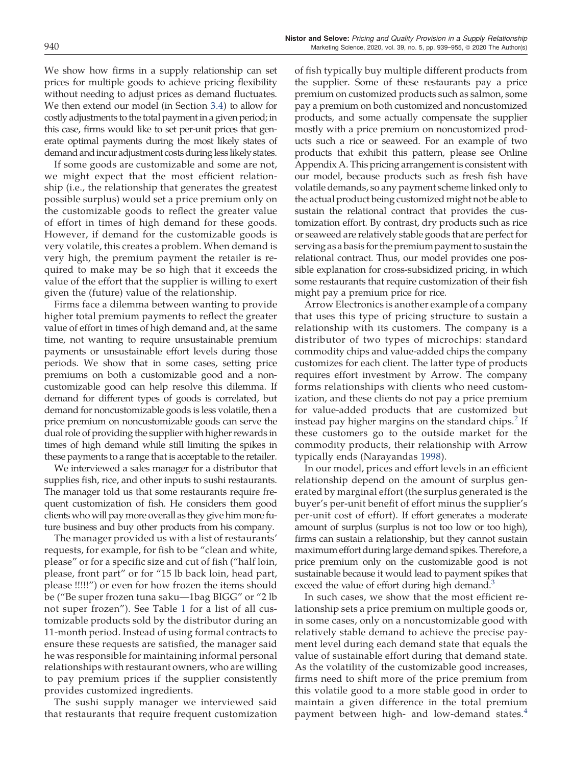We show how firms in a supply relationship can set prices for multiple goods to achieve pricing flexibility without needing to adjust prices as demand fluctuates. We then extend our model (in Section 3.4) to allow for costly adjustments to the total payment in a given period; in this case, firms would like to set per-unit prices that generate optimal payments during the most likely states of demand and incur adjustment costs during less likely states.

If some goods are customizable and some are not, we might expect that the most efficient relationship (i.e., the relationship that generates the greatest possible surplus) would set a price premium only on the customizable goods to reflect the greater value of effort in times of high demand for these goods. However, if demand for the customizable goods is very volatile, this creates a problem. When demand is very high, the premium payment the retailer is required to make may be so high that it exceeds the value of the effort that the supplier is willing to exert given the (future) value of the relationship.

Firms face a dilemma between wanting to provide higher total premium payments to reflect the greater value of effort in times of high demand and, at the same time, not wanting to require unsustainable premium payments or unsustainable effort levels during those periods. We show that in some cases, setting price premiums on both a customizable good and a noncustomizable good can help resolve this dilemma. If demand for different types of goods is correlated, but demand for noncustomizable goods is less volatile, then a price premium on noncustomizable goods can serve the dual role of providing the supplier with higher rewards in times of high demand while still limiting the spikes in these payments to a range that is acceptable to the retailer.

We interviewed a sales manager for a distributor that supplies fish, rice, and other inputs to sushi restaurants. The manager told us that some restaurants require frequent customization of fish. He considers them good clients who will pay more overall as they give him more future business and buy other products from his company.

The manager provided us with a list of restaurants' requests, for example, for fish to be "clean and white, please" or for a specific size and cut of fish ("half loin, please, front part" or for "15 lb back loin, head part, please !!!!!") or even for how frozen the items should be ("Be super frozen tuna saku—1bag BIGG" or "2 lb not super frozen"). See Table 1 for a list of all customizable products sold by the distributor during an 11-month period. Instead of using formal contracts to ensure these requests are satisfied, the manager said he was responsible for maintaining informal personal relationships with restaurant owners, who are willing to pay premium prices if the supplier consistently provides customized ingredients.

The sushi supply manager we interviewed said that restaurants that require frequent customization of fish typically buy multiple different products from the supplier. Some of these restaurants pay a price premium on customized products such as salmon, some pay a premium on both customized and noncustomized products, and some actually compensate the supplier mostly with a price premium on noncustomized products such a rice or seaweed. For an example of two products that exhibit this pattern, please see Online Appendix A. This pricing arrangement is consistent with our model, because products such as fresh fish have volatile demands, so any payment scheme linked only to the actual product being customized might not be able to sustain the relational contract that provides the customization effort. By contrast, dry products such as rice or seaweed are relatively stable goods that are perfect for serving as a basis for the premium payment to sustain the relational contract. Thus, our model provides one possible explanation for cross-subsidized pricing, in which some restaurants that require customization of their fish might pay a premium price for rice.

Arrow Electronics is another example of a company that uses this type of pricing structure to sustain a relationship with its customers. The company is a distributor of two types of microchips: standard commodity chips and value-added chips the company customizes for each client. The latter type of products requires effort investment by Arrow. The company forms relationships with clients who need customization, and these clients do not pay a price premium for value-added products that are customized but instead pay higher margins on the standard chips.[2] If these customers go to the outside market for the commodity products, their relationship with Arrow typically ends (Narayandas 1998).

In our model, prices and effort levels in an efficient relationship depend on the amount of surplus generated by marginal effort (the surplus generated is the buyer's per-unit benefit of effort minus the supplier's per-unit cost of effort). If effort generates a moderate amount of surplus (surplus is not too low or too high), firms can sustain a relationship, but they cannot sustain maximum effort during large demand spikes. Therefore, a price premium only on the customizable good is not sustainable because it would lead to payment spikes that exceed the value of effort during high demand.[3]

In such cases, we show that the most efficient relationship sets a price premium on multiple goods or, in some cases, only on a noncustomizable good with relatively stable demand to achieve the precise payment level during each demand state that equals the value of sustainable effort during that demand state. As the volatility of the customizable good increases, firms need to shift more of the price premium from this volatile good to a more stable good in order to maintain a given difference in the total premium payment between high- and low-demand states.[4]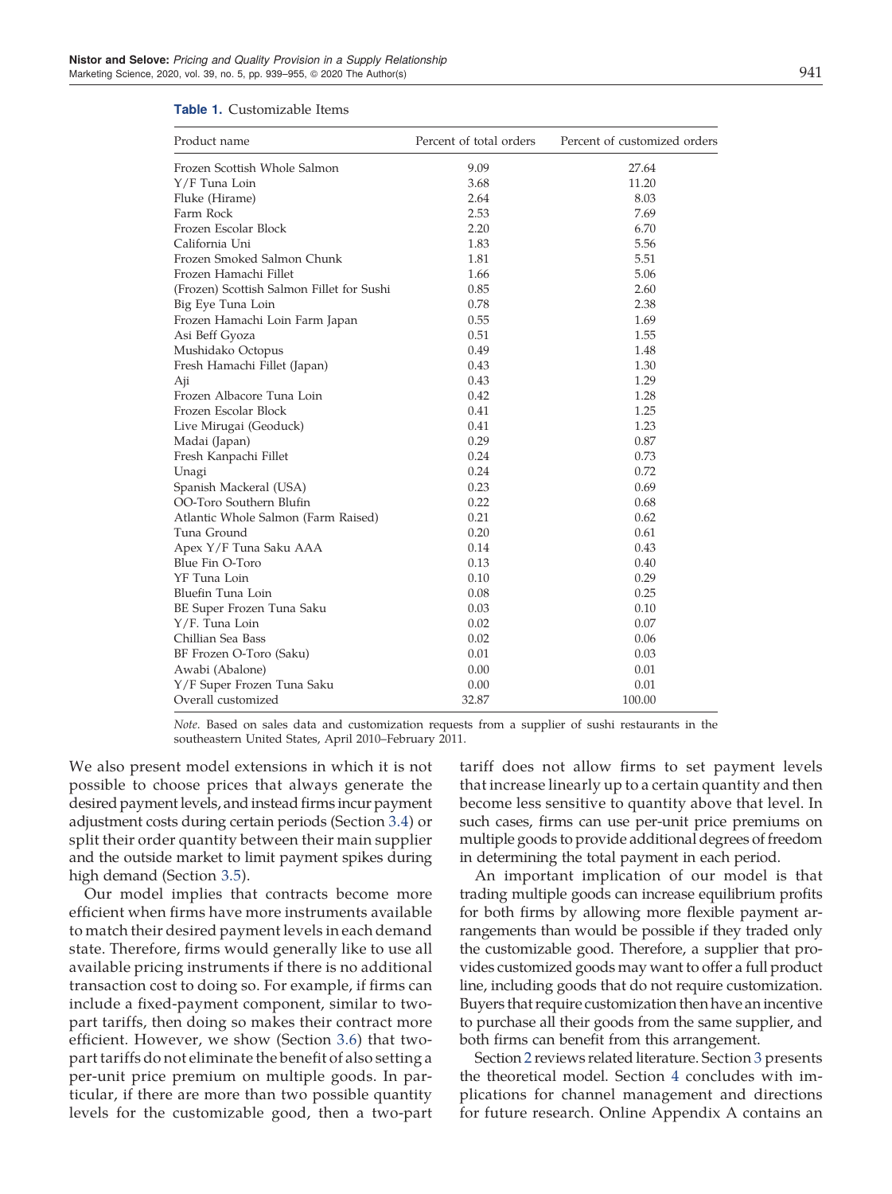**Table 1.** Customizable Items

| Product name | Percent of total orders | Percent of customized orders |
|---|---|---|
| Frozen Scottish Whole Salmon | 9.09 | 27.64 |
| Y/F Tuna Loin | 3.68 | 11.20 |
| Fluke (Hirame) | 2.64 | 8.03 |
| Farm Rock | 2.53 | 7.69 |
| Frozen Escolar Block | 2.20 | 6.70 |
| California Uni | 1.83 | 5.56 |
| Frozen Smoked Salmon Chunk | 1.81 | 5.51 |
| Frozen Hamachi Fillet | 1.66 | 5.06 |
| (Frozen) Scottish Salmon Fillet for Sushi | 0.85 | 2.60 |
| Big Eye Tuna Loin | 0.78 | 2.38 |
| Frozen Hamachi Loin Farm Japan | 0.55 | 1.69 |
| Asi Beff Gyoza | 0.51 | 1.55 |
| Mushidako Octopus | 0.49 | 1.48 |
| Fresh Hamachi Fillet (Japan) | 0.43 | 1.30 |
| Aji | 0.43 | 1.29 |
| Frozen Albacore Tuna Loin | 0.42 | 1.28 |
| Frozen Escolar Block | 0.41 | 1.25 |
| Live Mirugai (Geoduck) | 0.41 | 1.23 |
| Madai (Japan) | 0.29 | 0.87 |
| Fresh Kanpachi Fillet | 0.24 | 0.73 |
| Unagi | 0.24 | 0.72 |
| Spanish Mackeral (USA) | 0.23 | 0.69 |
| OO-Toro Southern Blufin | 0.22 | 0.68 |
| Atlantic Whole Salmon (Farm Raised) | 0.21 | 0.62 |
| Tuna Ground | 0.20 | 0.61 |
| Apex Y/F Tuna Saku AAA | 0.14 | 0.43 |
| Blue Fin O-Toro | 0.13 | 0.40 |
| YF Tuna Loin | 0.10 | 0.29 |
| Bluefin Tuna Loin | 0.08 | 0.25 |
| BE Super Frozen Tuna Saku | 0.03 | 0.10 |
| Y/F. Tuna Loin | 0.02 | 0.07 |
| Chillian Sea Bass | 0.02 | 0.06 |
| BF Frozen O-Toro (Saku) | 0.01 | 0.03 |
| Awabi (Abalone) | 0.00 | 0.01 |
| Y/F Super Frozen Tuna Saku | 0.00 | 0.01 |
| Overall customized | 32.87 | 100.00 |

*Note.* Based on sales data and customization requests from a supplier of sushi restaurants in the southeastern United States, April 2010–February 2011.

We also present model extensions in which it is not possible to choose prices that always generate the desired payment levels, and instead firms incur payment adjustment costs during certain periods (Section 3.4) or split their order quantity between their main supplier and the outside market to limit payment spikes during high demand (Section 3.5).

Our model implies that contracts become more efficient when firms have more instruments available to match their desired payment levels in each demand state. Therefore, firms would generally like to use all available pricing instruments if there is no additional transaction cost to doing so. For example, if firms can include a fixed-payment component, similar to two-part tariffs, then doing so makes their contract more efficient. However, we show (Section 3.6) that two-part tariffs do not eliminate the benefit of also setting a per-unit price premium on multiple goods. In particular, if there are more than two possible quantity levels for the customizable good, then a two-part tariff does not allow firms to set payment levels that increase linearly up to a certain quantity and then become less sensitive to quantity above that level. In such cases, firms can use per-unit price premiums on multiple goods to provide additional degrees of freedom in determining the total payment in each period.

An important implication of our model is that trading multiple goods can increase equilibrium profits for both firms by allowing more flexible payment arrangements than would be possible if they traded only the customizable good. Therefore, a supplier that provides customized goods may want to offer a full product line, including goods that do not require customization. Buyers that require customization then have an incentive to purchase all their goods from the same supplier, and both firms can benefit from this arrangement.

Section 2 reviews related literature. Section 3 presents the theoretical model. Section 4 concludes with implications for channel management and directions for future research. Online Appendix A contains an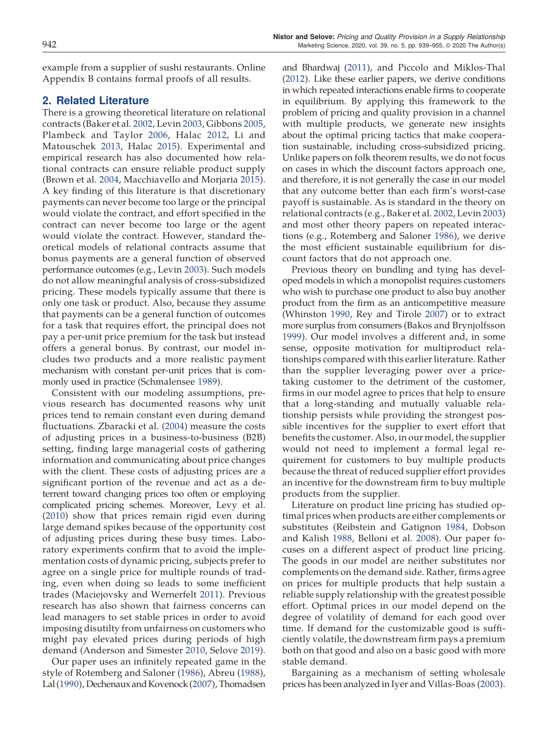example from a supplier of sushi restaurants. Online Appendix B contains formal proofs of all results.

## 2. Related Literature

There is a growing theoretical literature on relational contracts (Baker et al. 2002, Levin 2003, Gibbons 2005, Plambeck and Taylor 2006, Halac 2012, Li and Matouschek 2013, Halac 2015). Experimental and empirical research has also documented how relational contracts can ensure reliable product supply (Brown et al. 2004, Macchiavello and Morjaria 2015). A key finding of this literature is that discretionary payments can never become too large or the principal would violate the contract, and effort specified in the contract can never become too large or the agent would violate the contract. However, standard theoretical models of relational contracts assume that bonus payments are a general function of observed performance outcomes (e.g., Levin 2003). Such models do not allow meaningful analysis of cross-subsidized pricing. These models typically assume that there is only one task or product. Also, because they assume that payments can be a general function of outcomes for a task that requires effort, the principal does not pay a per-unit price premium for the task but instead offers a general bonus. By contrast, our model includes two products and a more realistic payment mechanism with constant per-unit prices that is commonly used in practice (Schmalensee 1989).

Consistent with our modeling assumptions, previous research has documented reasons why unit prices tend to remain constant even during demand fluctuations. Zbaracki et al. (2004) measure the costs of adjusting prices in a business-to-business (B2B) setting, finding large managerial costs of gathering information and communicating about price changes with the client. These costs of adjusting prices are a significant portion of the revenue and act as a deterrent toward changing prices too often or employing complicated pricing schemes. Moreover, Levy et al. (2010) show that prices remain rigid even during large demand spikes because of the opportunity cost of adjusting prices during these busy times. Laboratory experiments confirm that to avoid the implementation costs of dynamic pricing, subjects prefer to agree on a single price for multiple rounds of trading, even when doing so leads to some inefficient trades (Maciejovsky and Wernerfelt 2011). Previous research has also shown that fairness concerns can lead managers to set stable prices in order to avoid imposing disutilty from unfairness on customers who might pay elevated prices during periods of high demand (Anderson and Simester 2010, Selove 2019).

Our paper uses an infinitely repeated game in the style of Rotemberg and Saloner (1986), Abreu (1988), Lal (1990), Dechenaux and Kovenock (2007), Thomadsen and Bhardwaj (2011), and Piccolo and Miklos-Thal (2012). Like these earlier papers, we derive conditions in which repeated interactions enable firms to cooperate in equilibrium. By applying this framework to the problem of pricing and quality provision in a channel with multiple products, we generate new insights about the optimal pricing tactics that make cooperation sustainable, including cross-subsidized pricing. Unlike papers on folk theorem results, we do not focus on cases in which the discount factors approach one, and therefore, it is not generally the case in our model that any outcome better than each firm's worst-case payoff is sustainable. As is standard in the theory on relational contracts (e.g., Baker et al. 2002, Levin 2003) and most other theory papers on repeated interactions (e.g., Rotemberg and Saloner 1986), we derive the most efficient sustainable equilibrium for discount factors that do not approach one.

Previous theory on bundling and tying has developed models in which a monopolist requires customers who wish to purchase one product to also buy another product from the firm as an anticompetitive measure (Whinston 1990, Rey and Tirole 2007) or to extract more surplus from consumers (Bakos and Brynjolfsson 1999). Our model involves a different and, in some sense, opposite motivation for multiproduct relationships compared with this earlier literature. Rather than the supplier leveraging power over a price-taking customer to the detriment of the customer, firms in our model agree to prices that help to ensure that a long-standing and mutually valuable relationship persists while providing the strongest possible incentives for the supplier to exert effort that benefits the customer. Also, in our model, the supplier would not need to implement a formal legal requirement for customers to buy multiple products because the threat of reduced supplier effort provides an incentive for the downstream firm to buy multiple products from the supplier.

Literature on product line pricing has studied optimal prices when products are either complements or substitutes (Reibstein and Gatignon 1984, Dobson and Kalish 1988, Belloni et al. 2008). Our paper focuses on a different aspect of product line pricing. The goods in our model are neither substitutes nor complements on the demand side. Rather, firms agree on prices for multiple products that help sustain a reliable supply relationship with the greatest possible effort. Optimal prices in our model depend on the degree of volatility of demand for each good over time. If demand for the customizable good is sufficiently volatile, the downstream firm pays a premium both on that good and also on a basic good with more stable demand.

Bargaining as a mechanism of setting wholesale prices has been analyzed in Iyer and Villas-Boas (2003).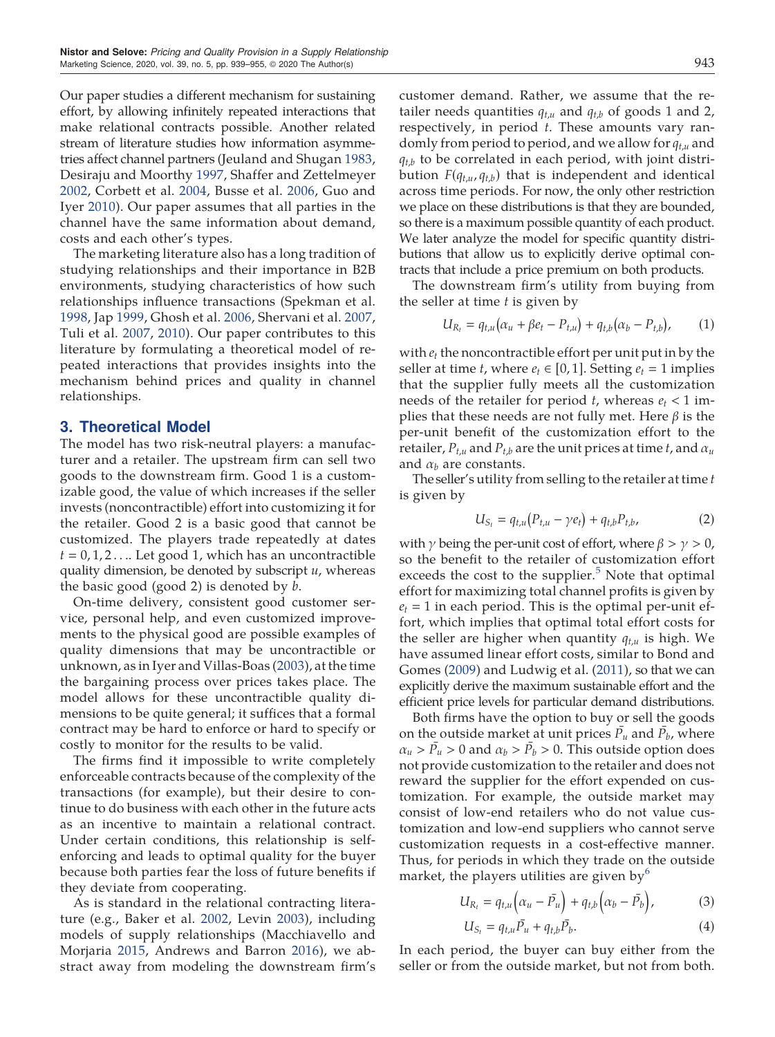Our paper studies a different mechanism for sustaining effort, by allowing infinitely repeated interactions that make relational contracts possible. Another related stream of literature studies how information asymmetries affect channel partners (Jeuland and Shugan 1983, Desiraju and Moorthy 1997, Shaffer and Zettelmeyer 2002, Corbett et al. 2004, Busse et al. 2006, Guo and Iyer 2010). Our paper assumes that all parties in the channel have the same information about demand, costs and each other's types.

The marketing literature also has a long tradition of studying relationships and their importance in B2B environments, studying characteristics of how such relationships influence transactions (Spekman et al. 1998, Jap 1999, Ghosh et al. 2006, Shervani et al. 2007, Tuli et al. 2007, 2010). Our paper contributes to this literature by formulating a theoretical model of repeated interactions that provides insights into the mechanism behind prices and quality in channel relationships.

## 3. Theoretical Model

The model has two risk-neutral players: a manufacturer and a retailer. The upstream firm can sell two goods to the downstream firm. Good 1 is a customizable good, the value of which increases if the seller invests (noncontractible) effort into customizing it for the retailer. Good 2 is a basic good that cannot be customized. The players trade repeatedly at dates $t = 0, 1, 2 \ldots$. Let good 1, which has an uncontractible quality dimension, be denoted by subscript $u$, whereas the basic good (good 2) is denoted by $b$.

On-time delivery, consistent good customer service, personal help, and even customized improvements to the physical good are possible examples of quality dimensions that may be uncontractible or unknown, as in Iyer and Villas-Boas (2003), at the time the bargaining process over prices takes place. The model allows for these uncontractible quality dimensions to be quite general; it suffices that a formal contract may be hard to enforce or hard to specify or costly to monitor for the results to be valid.

The firms find it impossible to write completely enforceable contracts because of the complexity of the transactions (for example), but their desire to continue to do business with each other in the future acts as an incentive to maintain a relational contract. Under certain conditions, this relationship is self-enforcing and leads to optimal quality for the buyer because both parties fear the loss of future benefits if they deviate from cooperating.

As is standard in the relational contracting literature (e.g., Baker et al. 2002, Levin 2003), including models of supply relationships (Macchiavello and Morjaria 2015, Andrews and Barron 2016), we abstract away from modeling the downstream firm's customer demand. Rather, we assume that the retailer needs quantities $q_{t,u}$ and $q_{t,b}$ of goods 1 and 2, respectively, in period $t$. These amounts vary randomly from period to period, and we allow for $q_{t,u}$ and $q_{t,b}$ to be correlated in each period, with joint distribution $F(q_{t,u}, q_{t,b})$ that is independent and identical across time periods. For now, the only other restriction we place on these distributions is that they are bounded, so there is a maximum possible quantity of each product. We later analyze the model for specific quantity distributions that allow us to explicitly derive optimal contracts that include a price premium on both products.

The downstream firm's utility from buying from the seller at time $t$ is given by

$$U_{R_t} = q_{t,u}(\alpha_u + \beta e_t - P_{t,u}) + q_{t,b}(\alpha_b - P_{t,b}), \qquad (1)$$

with $e_t$ the noncontractible effort per unit put in by the seller at time $t$, where $e_t \in [0, 1]$. Setting $e_t = 1$ implies that the supplier fully meets all the customization needs of the retailer for period $t$, whereas $e_t < 1$ implies that these needs are not fully met. Here $\beta$ is the per-unit benefit of the customization effort to the retailer, $P_{t,u}$ and $P_{t,b}$ are the unit prices at time $t$, and $\alpha_u$ and $\alpha_b$ are constants.

The seller's utility from selling to the retailer at time $t$ is given by

$$U_{S_t} = q_{t,u}(P_{t,u} - \gamma e_t) + q_{t,b} P_{t,b}, \qquad (2)$$

with $\gamma$ being the per-unit cost of effort, where $\beta > \gamma > 0$, so the benefit to the retailer of customization effort exceeds the cost to the supplier.[5] Note that optimal effort for maximizing total channel profits is given by $e_t = 1$ in each period. This is the optimal per-unit effort, which implies that optimal total effort costs for the seller are higher when quantity $q_{t,u}$ is high. We have assumed linear effort costs, similar to Bond and Gomes (2009) and Ludwig et al. (2011), so that we can explicitly derive the maximum sustainable effort and the efficient price levels for particular demand distributions.

Both firms have the option to buy or sell the goods on the outside market at unit prices $\bar{P_u}$ and $\bar{P_b}$, where $\alpha_u > \bar{P_u} > 0$ and $\alpha_b > \bar{P_b} > 0$. This outside option does not provide customization to the retailer and does not reward the supplier for the effort expended on customization. For example, the outside market may consist of low-end retailers who do not value customization and low-end suppliers who cannot serve customization requests in a cost-effective manner. Thus, for periods in which they trade on the outside market, the players utilities are given by[6]

$$U_{R_t} = q_{t,u}\left(\alpha_u - \bar{P_u}\right) + q_{t,b}\left(\alpha_b - \bar{P_b}\right), \qquad (3)$$

$$U_{S_t} = q_{t,u}\bar{P_u} + q_{t,b}\bar{P_b}. \qquad (4)$$

In each period, the buyer can buy either from the seller or from the outside market, but not from both.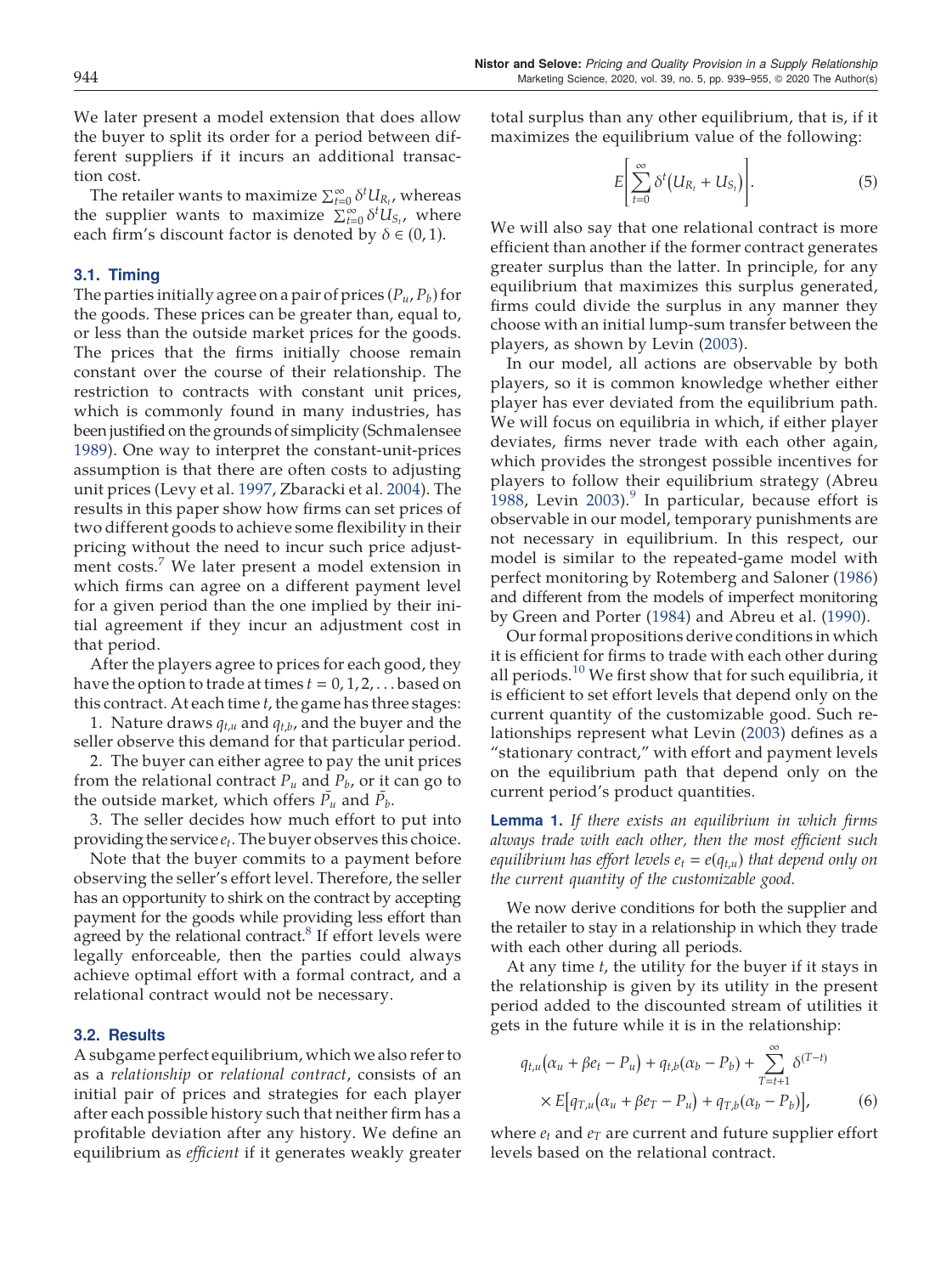We later present a model extension that does allow the buyer to split its order for a period between different suppliers if it incurs an additional transaction cost.

The retailer wants to maximize $\sum_{t=0}^{\infty} \delta^t U_{R_t}$, whereas the supplier wants to maximize $\sum_{t=0}^{\infty} \delta^t U_{S_t}$, where each firm's discount factor is denoted by $\delta \in (0, 1)$.

### 3.1. Timing

The parties initially agree on a pair of prices $(P_u, P_b)$ for the goods. These prices can be greater than, equal to, or less than the outside market prices for the goods. The prices that the firms initially choose remain constant over the course of their relationship. The restriction to contracts with constant unit prices, which is commonly found in many industries, has been justified on the grounds of simplicity (Schmalensee 1989). One way to interpret the constant-unit-prices assumption is that there are often costs to adjusting unit prices (Levy et al. 1997, Zbaracki et al. 2004). The results in this paper show how firms can set prices of two different goods to achieve some flexibility in their pricing without the need to incur such price adjustment costs.[7] We later present a model extension in which firms can agree on a different payment level for a given period than the one implied by their initial agreement if they incur an adjustment cost in that period.

After the players agree to prices for each good, they have the option to trade at times $t = 0, 1, 2, \ldots$ based on this contract. At each time $t$, the game has three stages:

1. Nature draws $q_{t,u}$ and $q_{t,b}$, and the buyer and the seller observe this demand for that particular period.
2. The buyer can either agree to pay the unit prices from the relational contract $P_u$ and $P_b$, or it can go to the outside market, which offers $\bar{P}_u$ and $\bar{P}_b$.
3. The seller decides how much effort to put into providing the service $e_t$. The buyer observes this choice.

Note that the buyer commits to a payment before observing the seller's effort level. Therefore, the seller has an opportunity to shirk on the contract by accepting payment for the goods while providing less effort than agreed by the relational contract.[8] If effort levels were legally enforceable, then the parties could always achieve optimal effort with a formal contract, and a relational contract would not be necessary.

### 3.2. Results

A subgame perfect equilibrium, which we also refer to as a *relationship* or *relational contract*, consists of an initial pair of prices and strategies for each player after each possible history such that neither firm has a profitable deviation after any history. We define an equilibrium as *efficient* if it generates weakly greater total surplus than any other equilibrium, that is, if it maximizes the equilibrium value of the following:

$$E\left[\sum_{t=0}^{\infty} \delta^t \left(U_{R_t} + U_{S_t}\right)\right]. \tag{5}$$

We will also say that one relational contract is more efficient than another if the former contract generates greater surplus than the latter. In principle, for any equilibrium that maximizes this surplus generated, firms could divide the surplus in any manner they choose with an initial lump-sum transfer between the players, as shown by Levin (2003).

In our model, all actions are observable by both players, so it is common knowledge whether either player has ever deviated from the equilibrium path. We will focus on equilibria in which, if either player deviates, firms never trade with each other again, which provides the strongest possible incentives for players to follow their equilibrium strategy (Abreu 1988, Levin 2003).[9] In particular, because effort is observable in our model, temporary punishments are not necessary in equilibrium. In this respect, our model is similar to the repeated-game model with perfect monitoring by Rotemberg and Saloner (1986) and different from the models of imperfect monitoring by Green and Porter (1984) and Abreu et al. (1990).

Our formal propositions derive conditions in which it is efficient for firms to trade with each other during all periods.[10] We first show that for such equilibria, it is efficient to set effort levels that depend only on the current quantity of the customizable good. Such relationships represent what Levin (2003) defines as a "stationary contract," with effort and payment levels on the equilibrium path that depend only on the current period's product quantities.

**Lemma 1.** *If there exists an equilibrium in which firms always trade with each other, then the most efficient such equilibrium has effort levels $e_t = e(q_{t,u})$ that depend only on the current quantity of the customizable good.*

We now derive conditions for both the supplier and the retailer to stay in a relationship in which they trade with each other during all periods.

At any time $t$, the utility for the buyer if it stays in the relationship is given by its utility in the present period added to the discounted stream of utilities it gets in the future while it is in the relationship:

$$q_{t,u}\left(\alpha_u + \beta e_t - P_u\right) + q_{t,b}\left(\alpha_b - P_b\right) + \sum_{T=t+1}^{\infty} \delta^{(T-t)} \times E\left[q_{T,u}\left(\alpha_u + \beta e_T - P_u\right) + q_{T,b}\left(\alpha_b - P_b\right)\right], \tag{6}$$

where $e_t$ and $e_T$ are current and future supplier effort levels based on the relational contract.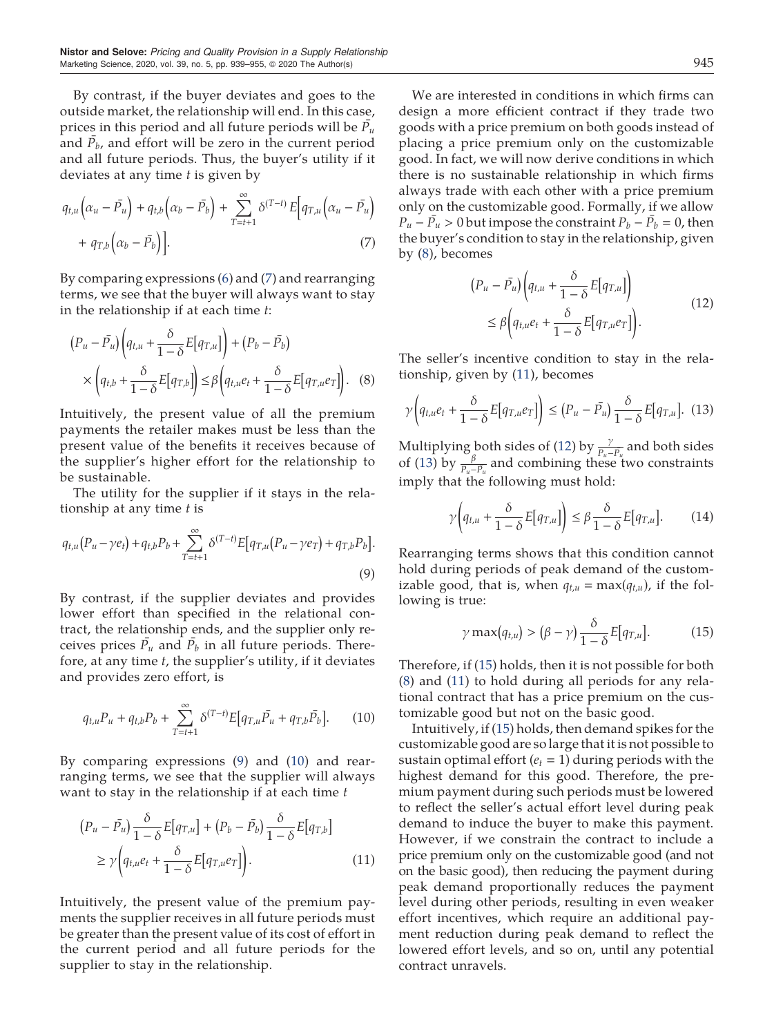By contrast, if the buyer deviates and goes to the outside market, the relationship will end. In this case, prices in this period and all future periods will be $\bar{P_u}$ and $\bar{P_b}$, and effort will be zero in the current period and all future periods. Thus, the buyer's utility if it deviates at any time $t$ is given by

$$q_{t,u}\left(\alpha_u - \bar{P_u}\right) + q_{t,b}\left(\alpha_b - \bar{P_b}\right) + \sum_{T=t+1}^{\infty} \delta^{(T-t)} E\Big[q_{T,u}\left(\alpha_u - \bar{P_u}\right) + q_{T,b}\left(\alpha_b - \bar{P_b}\right)\Big]. \tag{7}$$

By comparing expressions (6) and (7) and rearranging terms, we see that the buyer will always want to stay in the relationship if at each time $t$:

$$\left(P_u - \bar{P_u}\right)\left(q_{t,u} + \frac{\delta}{1-\delta}E\big[q_{T,u}\big]\right) + \left(P_b - \bar{P_b}\right) \times \left(q_{t,b} + \frac{\delta}{1-\delta}E\big[q_{T,b}\big]\right) \le \beta\left(q_{t,u}e_t + \frac{\delta}{1-\delta}E\big[q_{T,u}e_T\big]\right). \tag{8}$$

Intuitively, the present value of all the premium payments the retailer makes must be less than the present value of the benefits it receives because of the supplier's higher effort for the relationship to be sustainable.

The utility for the supplier if it stays in the relationship at any time $t$ is

$$q_{t,u}\left(P_u - \gamma e_t\right) + q_{t,b}P_b + \sum_{T=t+1}^{\infty} \delta^{(T-t)} E\big[q_{T,u}\left(P_u - \gamma e_T\right) + q_{T,b}P_b\big]. \tag{9}$$

By contrast, if the supplier deviates and provides lower effort than specified in the relational contract, the relationship ends, and the supplier only receives prices $\bar{P_u}$ and $\bar{P_b}$ in all future periods. Therefore, at any time $t$, the supplier's utility, if it deviates and provides zero effort, is

$$q_{t,u}P_u + q_{t,b}P_b + \sum_{T=t+1}^{\infty} \delta^{(T-t)} E\big[q_{T,u}\bar{P_u} + q_{T,b}\bar{P_b}\big]. \tag{10}$$

By comparing expressions (9) and (10) and rearranging terms, we see that the supplier will always want to stay in the relationship if at each time $t$

$$\left(P_u - \bar{P_u}\right)\frac{\delta}{1-\delta}E\big[q_{T,u}\big] + \left(P_b - \bar{P_b}\right)\frac{\delta}{1-\delta}E\big[q_{T,b}\big] \ge \gamma\left(q_{t,u}e_t + \frac{\delta}{1-\delta}E\big[q_{T,u}e_T\big]\right). \tag{11}$$

Intuitively, the present value of the premium payments the supplier receives in all future periods must be greater than the present value of its cost of effort in the current period and all future periods for the supplier to stay in the relationship.

We are interested in conditions in which firms can design a more efficient contract if they trade two goods with a price premium on both goods instead of placing a price premium only on the customizable good. In fact, we will now derive conditions in which there is no sustainable relationship in which firms always trade with each other with a price premium only on the customizable good. Formally, if we allow $P_u - \bar{P_u} > 0$ but impose the constraint $P_b - \bar{P_b} = 0$, then the buyer's condition to stay in the relationship, given by (8), becomes

$$\left(P_u - \bar{P_u}\right)\left(q_{t,u} + \frac{\delta}{1-\delta}E\big[q_{T,u}\big]\right) \le \beta\left(q_{t,u}e_t + \frac{\delta}{1-\delta}E\big[q_{T,u}e_T\big]\right). \tag{12}$$

The seller's incentive condition to stay in the relationship, given by (11), becomes

$$\gamma\left(q_{t,u}e_t + \frac{\delta}{1-\delta}E\big[q_{T,u}e_T\big]\right) \le \left(P_u - \bar{P_u}\right)\frac{\delta}{1-\delta}E\big[q_{T,u}\big]. \tag{13}$$

Multiplying both sides of (12) by $\frac{\gamma}{P_u - \bar{P_u}}$ and both sides of (13) by $\frac{\beta}{P_u - \bar{P_u}}$ and combining these two constraints imply that the following must hold:

$$\gamma\left(q_{t,u} + \frac{\delta}{1-\delta}E\big[q_{T,u}\big]\right) \le \beta\frac{\delta}{1-\delta}E\big[q_{T,u}\big]. \tag{14}$$

Rearranging terms shows that this condition cannot hold during periods of peak demand of the customizable good, that is, when $q_{t,u} = \max(q_{t,u})$, if the following is true:

$$\gamma \max\left(q_{t,u}\right) > \left(\beta - \gamma\right)\frac{\delta}{1-\delta}E\big[q_{T,u}\big]. \tag{15}$$

Therefore, if (15) holds, then it is not possible for both (8) and (11) to hold during all periods for any relational contract that has a price premium on the customizable good but not on the basic good.

Intuitively, if (15) holds, then demand spikes for the customizable good are so large that it is not possible to sustain optimal effort ($e_t = 1$) during periods with the highest demand for this good. Therefore, the premium payment during such periods must be lowered to reflect the seller's actual effort level during peak demand to induce the buyer to make this payment. However, if we constrain the contract to include a price premium only on the customizable good (and not on the basic good), then reducing the payment during peak demand proportionally reduces the payment level during other periods, resulting in even weaker effort incentives, which require an additional payment reduction during peak demand to reflect the lowered effort levels, and so on, until any potential contract unravels.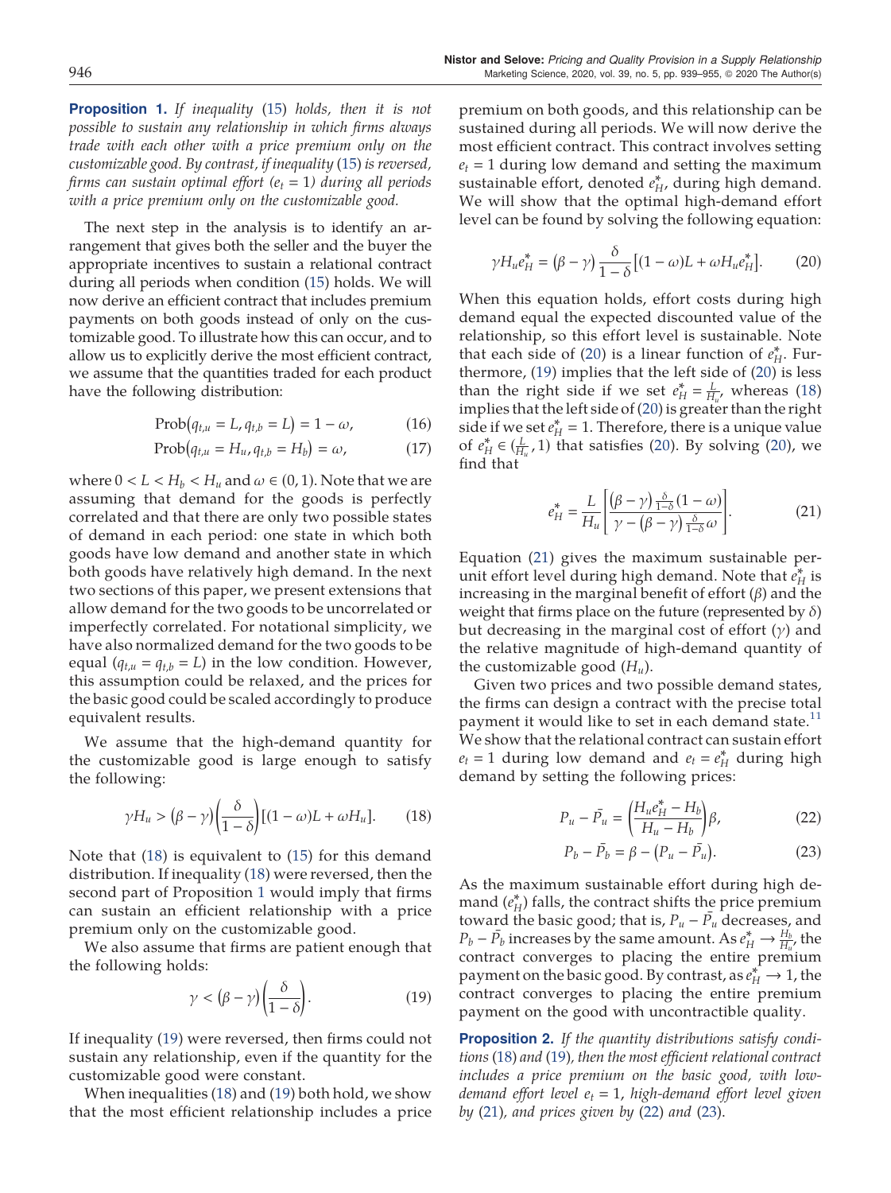**Proposition 1.** *If inequality (15) holds, then it is not possible to sustain any relationship in which firms always trade with each other with a price premium only on the customizable good. By contrast, if inequality (15) is reversed, firms can sustain optimal effort ($e_t = 1$) during all periods with a price premium only on the customizable good.*

The next step in the analysis is to identify an arrangement that gives both the seller and the buyer the appropriate incentives to sustain a relational contract during all periods when condition (15) holds. We will now derive an efficient contract that includes premium payments on both goods instead of only on the customizable good. To illustrate how this can occur, and to allow us to explicitly derive the most efficient contract, we assume that the quantities traded for each product have the following distribution:

$$\text{Prob}(q_{t,u} = L, q_{t,b} = L) = 1 - \omega, \tag{16}$$

$$\text{Prob}(q_{t,u} = H_u, q_{t,b} = H_b) = \omega, \tag{17}$$

where $0 < L < H_b < H_u$ and $\omega \in (0, 1)$. Note that we are assuming that demand for the goods is perfectly correlated and that there are only two possible states of demand in each period: one state in which both goods have low demand and another state in which both goods have relatively high demand. In the next two sections of this paper, we present extensions that allow demand for the two goods to be uncorrelated or imperfectly correlated. For notational simplicity, we have also normalized demand for the two goods to be equal ($q_{t,u} = q_{t,b} = L$) in the low condition. However, this assumption could be relaxed, and the prices for the basic good could be scaled accordingly to produce equivalent results.

We assume that the high-demand quantity for the customizable good is large enough to satisfy the following:

$$\gamma H_u > (\beta - \gamma)\left(\frac{\delta}{1-\delta}\right)[(1-\omega)L + \omega H_u]. \tag{18}$$

Note that (18) is equivalent to (15) for this demand distribution. If inequality (18) were reversed, then the second part of Proposition 1 would imply that firms can sustain an efficient relationship with a price premium only on the customizable good.

We also assume that firms are patient enough that the following holds:

$$\gamma < (\beta - \gamma)\left(\frac{\delta}{1-\delta}\right). \tag{19}$$

If inequality (19) were reversed, then firms could not sustain any relationship, even if the quantity for the customizable good were constant.

When inequalities (18) and (19) both hold, we show that the most efficient relationship includes a price premium on both goods, and this relationship can be sustained during all periods. We will now derive the most efficient contract. This contract involves setting $e_t = 1$ during low demand and setting the maximum sustainable effort, denoted $e_H^*$, during high demand. We will show that the optimal high-demand effort level can be found by solving the following equation:

$$\gamma H_u e_H^* = (\beta - \gamma)\frac{\delta}{1-\delta}\left[(1-\omega)L + \omega H_u e_H^*\right]. \tag{20}$$

When this equation holds, effort costs during high demand equal the expected discounted value of the relationship, so this effort level is sustainable. Note that each side of (20) is a linear function of $e_H^*$. Furthermore, (19) implies that the left side of (20) is less than the right side if we set $e_H^* = \frac{L}{H_u}$, whereas (18) implies that the left side of (20) is greater than the right side if we set $e_H^* = 1$. Therefore, there is a unique value of $e_H^* \in (\frac{L}{H_u}, 1)$ that satisfies (20). By solving (20), we find that

$$e_H^* = \frac{L}{H_u}\left[\frac{(\beta-\gamma)\frac{\delta}{1-\delta}(1-\omega)}{\gamma - (\beta-\gamma)\frac{\delta}{1-\delta}\omega}\right]. \tag{21}$$

Equation (21) gives the maximum sustainable per-unit effort level during high demand. Note that $e_H^*$ is increasing in the marginal benefit of effort ($\beta$) and the weight that firms place on the future (represented by $\delta$) but decreasing in the marginal cost of effort ($\gamma$) and the relative magnitude of high-demand quantity of the customizable good ($H_u$).

Given two prices and two possible demand states, the firms can design a contract with the precise total payment it would like to set in each demand state.[11] We show that the relational contract can sustain effort $e_t = 1$ during low demand and $e_t = e_H^*$ during high demand by setting the following prices:

$$P_u - \bar{P}_u = \left(\frac{H_u e_H^* - H_b}{H_u - H_b}\right)\beta, \tag{22}$$

$$P_b - \bar{P}_b = \beta - (P_u - \bar{P}_u). \tag{23}$$

As the maximum sustainable effort during high demand ($e_H^*$) falls, the contract shifts the price premium toward the basic good; that is, $P_u - \bar{P}_u$ decreases, and $P_b - \bar{P}_b$ increases by the same amount. As $e_H^* \to \frac{H_b}{H_u}$, the contract converges to placing the entire premium payment on the basic good. By contrast, as $e_H^* \to 1$, the contract converges to placing the entire premium payment on the good with uncontractible quality.

**Proposition 2.** *If the quantity distributions satisfy conditions (18) and (19), then the most efficient relational contract includes a price premium on the basic good, with low-demand effort level $e_t = 1$, high-demand effort level given by (21), and prices given by (22) and (23).*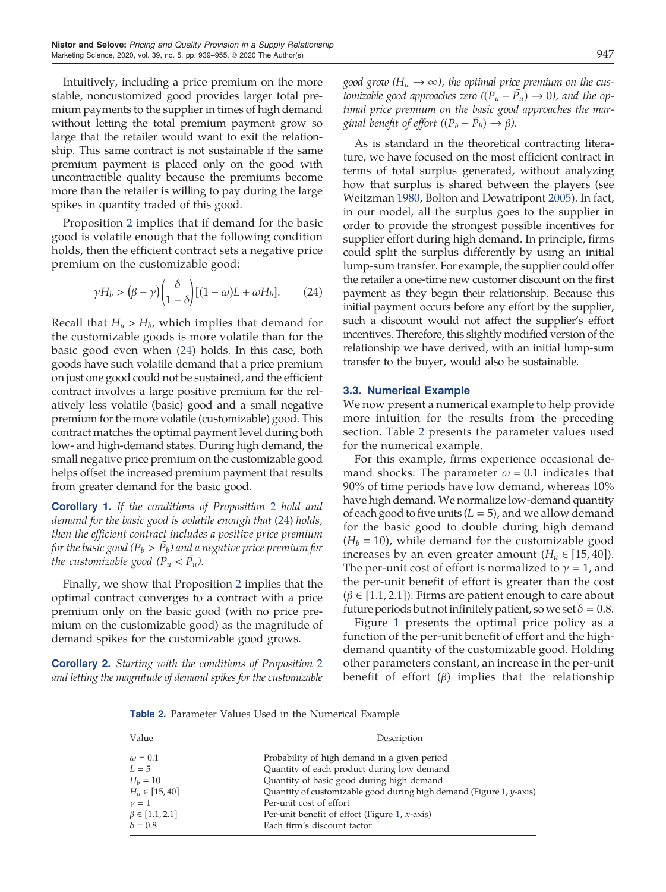Intuitively, including a price premium on the more stable, noncustomized good provides larger total premium payments to the supplier in times of high demand without letting the total premium payment grow so large that the retailer would want to exit the relationship. This same contract is not sustainable if the same premium payment is placed only on the good with uncontractible quality because the premiums become more than the retailer is willing to pay during the large spikes in quantity traded of this good.

Proposition 2 implies that if demand for the basic good is volatile enough that the following condition holds, then the efficient contract sets a negative price premium on the customizable good:

$$\gamma H_b > (\beta - \gamma)\left(\frac{\delta}{1-\delta}\right)[(1-\omega)L + \omega H_b]. \tag{24}$$

Recall that $H_u > H_b$, which implies that demand for the customizable goods is more volatile than for the basic good even when (24) holds. In this case, both goods have such volatile demand that a price premium on just one good could not be sustained, and the efficient contract involves a large positive premium for the relatively less volatile (basic) good and a small negative premium for the more volatile (customizable) good. This contract matches the optimal payment level during both low- and high-demand states. During high demand, the small negative price premium on the customizable good helps offset the increased premium payment that results from greater demand for the basic good.

**Corollary 1.** *If the conditions of Proposition 2 hold and demand for the basic good is volatile enough that (24) holds, then the efficient contract includes a positive price premium for the basic good ($P_b > \bar{P}_b$) and a negative price premium for the customizable good ($P_u < \bar{P}_u$).*

Finally, we show that Proposition 2 implies that the optimal contract converges to a contract with a price premium only on the basic good (with no price premium on the customizable good) as the magnitude of demand spikes for the customizable good grows.

**Corollary 2.** *Starting with the conditions of Proposition 2 and letting the magnitude of demand spikes for the customizable good grow ($H_u \to \infty$), the optimal price premium on the customizable good approaches zero ($(P_u - \bar{P}_u) \to 0$), and the optimal price premium on the basic good approaches the marginal benefit of effort ($(P_b - \bar{P}_b) \to \beta$).*

As is standard in the theoretical contracting literature, we have focused on the most efficient contract in terms of total surplus generated, without analyzing how that surplus is shared between the players (see Weitzman 1980, Bolton and Dewatripont 2005). In fact, in our model, all the surplus goes to the supplier in order to provide the strongest possible incentives for supplier effort during high demand. In principle, firms could split the surplus differently by using an initial lump-sum transfer. For example, the supplier could offer the retailer a one-time new customer discount on the first payment as they begin their relationship. Because this initial payment occurs before any effort by the supplier, such a discount would not affect the supplier's effort incentives. Therefore, this slightly modified version of the relationship we have derived, with an initial lump-sum transfer to the buyer, would also be sustainable.

### 3.3. Numerical Example

We now present a numerical example to help provide more intuition for the results from the preceding section. Table 2 presents the parameter values used for the numerical example.

For this example, firms experience occasional demand shocks: The parameter $\omega = 0.1$ indicates that 90% of time periods have low demand, whereas 10% have high demand. We normalize low-demand quantity of each good to five units ($L = 5$), and we allow demand for the basic good to double during high demand ($H_b = 10$), while demand for the customizable good increases by an even greater amount ($H_u \in [15, 40]$). The per-unit cost of effort is normalized to $\gamma = 1$, and the per-unit benefit of effort is greater than the cost ($\beta \in [1.1, 2.1]$). Firms are patient enough to care about future periods but not infinitely patient, so we set $\delta = 0.8$.

Figure 1 presents the optimal price policy as a function of the per-unit benefit of effort and the high-demand quantity of the customizable good. Holding other parameters constant, an increase in the per-unit benefit of effort ($\beta$) implies that the relationship

**Table 2.** Parameter Values Used in the Numerical Example

| Value | Description |
|---|---|
| $\omega = 0.1$ | Probability of high demand in a given period |
| $L = 5$ | Quantity of each product during low demand |
| $H_b = 10$ | Quantity of basic good during high demand |
| $H_u \in [15, 40]$ | Quantity of customizable good during high demand (Figure 1, *y*-axis) |
| $\gamma = 1$ | Per-unit cost of effort |
| $\beta \in [1.1, 2.1]$ | Per-unit benefit of effort (Figure 1, *x*-axis) |
| $\delta = 0.8$ | Each firm's discount factor |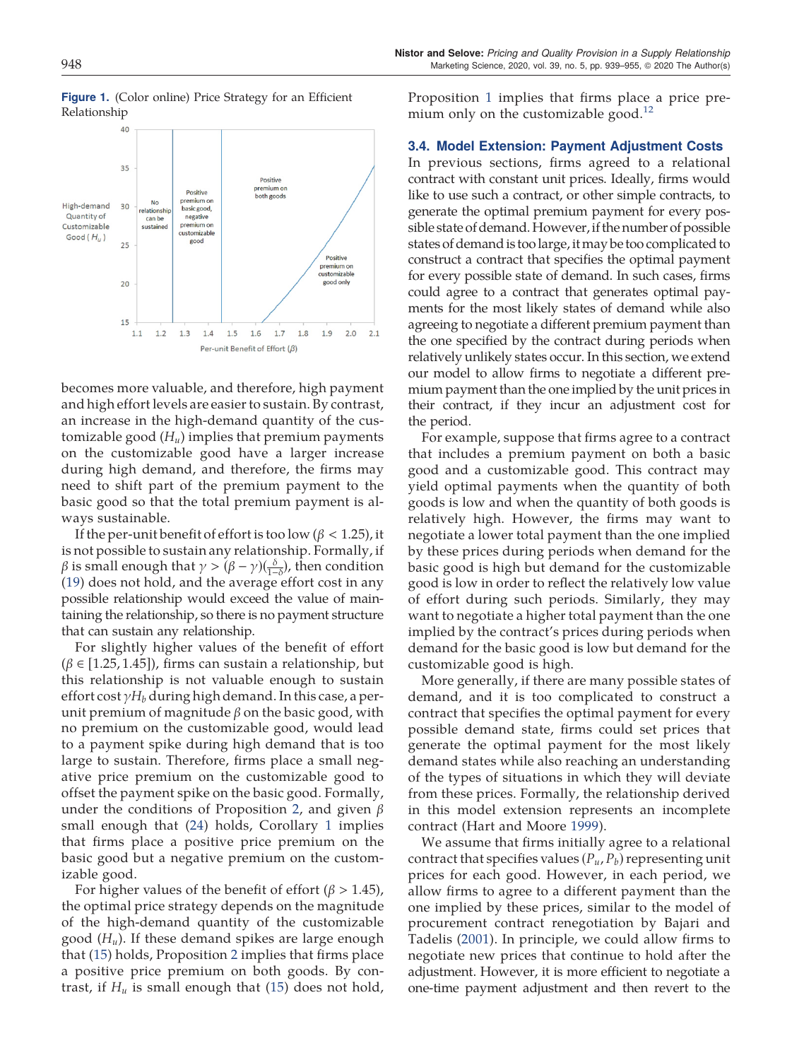**Figure 1.** (Color online) Price Strategy for an Efficient Relationship

High-demand Quantity of Customizable Good ($H_u$)

40
35
30
25
20
15

1.1 1.2 1.3 1.4 1.5 1.6 1.7 1.8 1.9 2.0 2.1

Per-unit Benefit of Effort ($\beta$)

No relationship can be sustained

Positive premium on basic good, negative premium on customizable good

Positive premium on both goods

Positive premium on customizable good only

becomes more valuable, and therefore, high payment and high effort levels are easier to sustain. By contrast, an increase in the high-demand quantity of the customizable good ($H_u$) implies that premium payments on the customizable good have a larger increase during high demand, and therefore, the firms may need to shift part of the premium payment to the basic good so that the total premium payment is always sustainable.

If the per-unit benefit of effort is too low ($\beta < 1.25$), it is not possible to sustain any relationship. Formally, if $\beta$ is small enough that $\gamma > (\beta - \gamma)(\frac{\delta}{1-\delta})$, then condition (19) does not hold, and the average effort cost in any possible relationship would exceed the value of maintaining the relationship, so there is no payment structure that can sustain any relationship.

For slightly higher values of the benefit of effort ($\beta \in [1.25, 1.45]$), firms can sustain a relationship, but this relationship is not valuable enough to sustain effort cost $\gamma H_b$ during high demand. In this case, a per-unit premium of magnitude $\beta$ on the basic good, with no premium on the customizable good, would lead to a payment spike during high demand that is too large to sustain. Therefore, firms place a small negative price premium on the customizable good to offset the payment spike on the basic good. Formally, under the conditions of Proposition 2, and given $\beta$ small enough that (24) holds, Corollary 1 implies that firms place a positive price premium on the basic good but a negative premium on the customizable good.

For higher values of the benefit of effort ($\beta > 1.45$), the optimal price strategy depends on the magnitude of the high-demand quantity of the customizable good ($H_u$). If these demand spikes are large enough that (15) holds, Proposition 2 implies that firms place a positive price premium on both goods. By contrast, if $H_u$ is small enough that (15) does not hold, Proposition 1 implies that firms place a price premium only on the customizable good.[12]

### 3.4. Model Extension: Payment Adjustment Costs

In previous sections, firms agreed to a relational contract with constant unit prices. Ideally, firms would like to use such a contract, or other simple contracts, to generate the optimal premium payment for every possible state of demand. However, if the number of possible states of demand is too large, it may be too complicated to construct a contract that specifies the optimal payment for every possible state of demand. In such cases, firms could agree to a contract that generates optimal payments for the most likely states of demand while also agreeing to negotiate a different premium payment than the one specified by the contract during periods when relatively unlikely states occur. In this section, we extend our model to allow firms to negotiate a different premium payment than the one implied by the unit prices in their contract, if they incur an adjustment cost for the period.

For example, suppose that firms agree to a contract that includes a premium payment on both a basic good and a customizable good. This contract may yield optimal payments when the quantity of both goods is low and when the quantity of both goods is relatively high. However, the firms may want to negotiate a lower total payment than the one implied by these prices during periods when demand for the basic good is high but demand for the customizable good is low in order to reflect the relatively low value of effort during such periods. Similarly, they may want to negotiate a higher total payment than the one implied by the contract's prices during periods when demand for the basic good is low but demand for the customizable good is high.

More generally, if there are many possible states of demand, and it is too complicated to construct a contract that specifies the optimal payment for every possible demand state, firms could set prices that generate the optimal payment for the most likely demand states while also reaching an understanding of the types of situations in which they will deviate from these prices. Formally, the relationship derived in this model extension represents an incomplete contract (Hart and Moore 1999).

We assume that firms initially agree to a relational contract that specifies values $(P_u, P_b)$ representing unit prices for each good. However, in each period, we allow firms to agree to a different payment than the one implied by these prices, similar to the model of procurement contract renegotiation by Bajari and Tadelis (2001). In principle, we could allow firms to negotiate new prices that continue to hold after the adjustment. However, it is more efficient to negotiate a one-time payment adjustment and then revert to the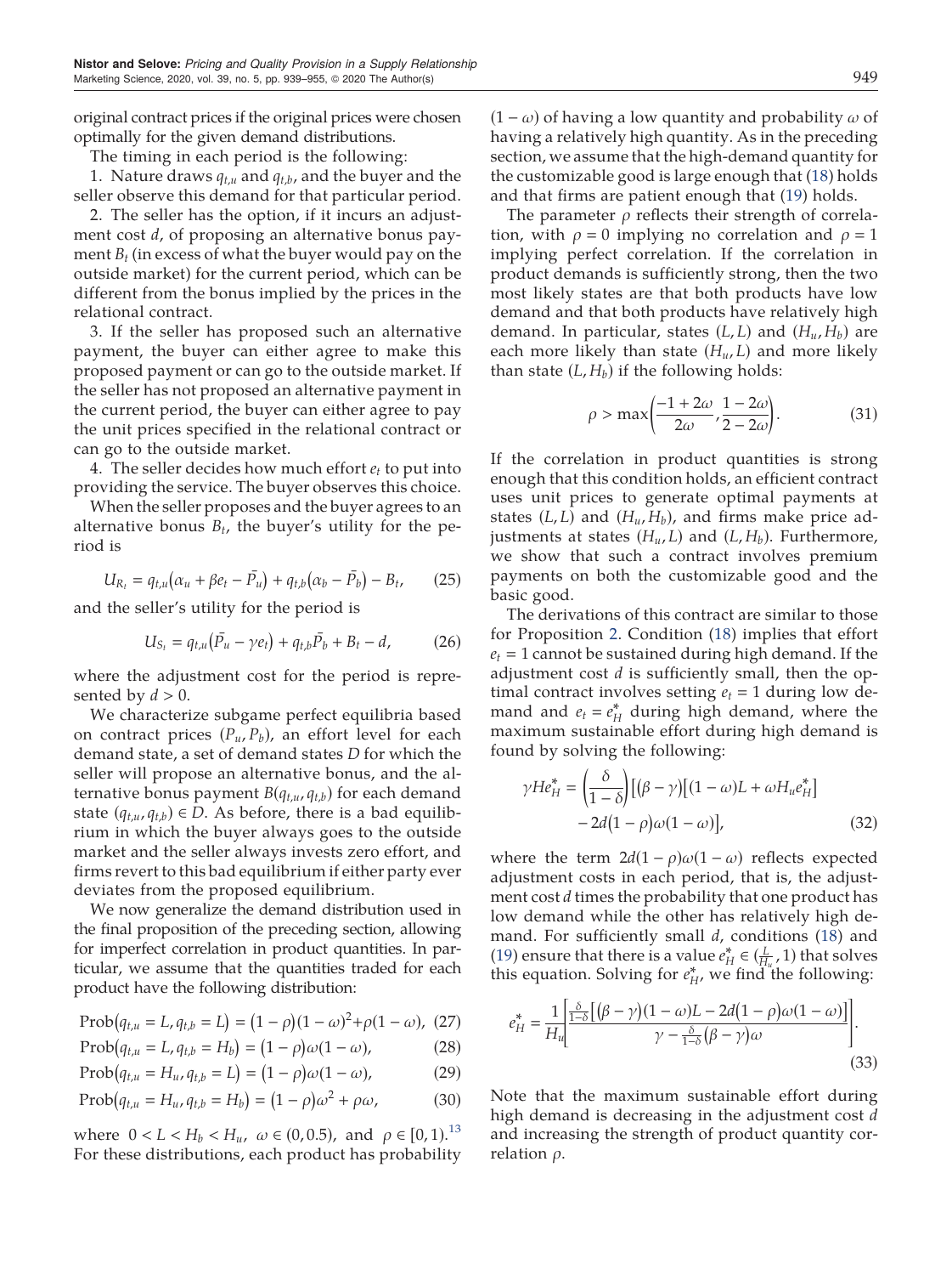original contract prices if the original prices were chosen optimally for the given demand distributions.

The timing in each period is the following:

1. Nature draws $q_{t,u}$ and $q_{t,b}$, and the buyer and the seller observe this demand for that particular period.
2. The seller has the option, if it incurs an adjustment cost $d$, of proposing an alternative bonus payment $B_t$ (in excess of what the buyer would pay on the outside market) for the current period, which can be different from the bonus implied by the prices in the relational contract.
3. If the seller has proposed such an alternative payment, the buyer can either agree to make this proposed payment or can go to the outside market. If the seller has not proposed an alternative payment in the current period, the buyer can either agree to pay the unit prices specified in the relational contract or can go to the outside market.
4. The seller decides how much effort $e_t$ to put into providing the service. The buyer observes this choice.

When the seller proposes and the buyer agrees to an alternative bonus $B_t$, the buyer's utility for the period is

$$U_{R_t} = q_{t,u}(\alpha_u + \beta e_t - \bar{P}_u) + q_{t,b}(\alpha_b - \bar{P}_b) - B_t, \quad (25)$$

and the seller's utility for the period is

$$U_{S_t} = q_{t,u}(\bar{P}_u - \gamma e_t) + q_{t,b}\bar{P}_b + B_t - d, \quad (26)$$

where the adjustment cost for the period is represented by $d > 0$.

We characterize subgame perfect equilibria based on contract prices $(P_u, P_b)$, an effort level for each demand state, a set of demand states $D$ for which the seller will propose an alternative bonus, and the alternative bonus payment $B(q_{t,u}, q_{t,b})$ for each demand state $(q_{t,u}, q_{t,b}) \in D$. As before, there is a bad equilibrium in which the buyer always goes to the outside market and the seller always invests zero effort, and firms revert to this bad equilibrium if either party ever deviates from the proposed equilibrium.

We now generalize the demand distribution used in the final proposition of the preceding section, allowing for imperfect correlation in product quantities. In particular, we assume that the quantities traded for each product have the following distribution:

$$\text{Prob}(q_{t,u} = L, q_{t,b} = L) = (1-\rho)(1-\omega)^2 + \rho(1-\omega), \quad (27)$$

$$\text{Prob}(q_{t,u} = L, q_{t,b} = H_b) = (1-\rho)\omega(1-\omega), \quad (28)$$

$$\text{Prob}(q_{t,u} = H_u, q_{t,b} = L) = (1-\rho)\omega(1-\omega), \quad (29)$$

$$\text{Prob}(q_{t,u} = H_u, q_{t,b} = H_b) = (1-\rho)\omega^2 + \rho\omega, \quad (30)$$

where $0 < L < H_b < H_u$, $\omega \in (0, 0.5)$, and $\rho \in [0, 1)$.[13] For these distributions, each product has probability $(1-\omega)$ of having a low quantity and probability $\omega$ of having a relatively high quantity. As in the preceding section, we assume that the high-demand quantity for the customizable good is large enough that (18) holds and that firms are patient enough that (19) holds.

The parameter $\rho$ reflects their strength of correlation, with $\rho = 0$ implying no correlation and $\rho = 1$ implying perfect correlation. If the correlation in product demands is sufficiently strong, then the two most likely states are that both products have low demand and that both products have relatively high demand. In particular, states $(L, L)$ and $(H_u, H_b)$ are each more likely than state $(H_u, L)$ and more likely than state $(L, H_b)$ if the following holds:

$$\rho > \max\left(\frac{-1+2\omega}{2\omega}, \frac{1-2\omega}{2-2\omega}\right). \quad (31)$$

If the correlation in product quantities is strong enough that this condition holds, an efficient contract uses unit prices to generate optimal payments at states $(L, L)$ and $(H_u, H_b)$, and firms make price adjustments at states $(H_u, L)$ and $(L, H_b)$. Furthermore, we show that such a contract involves premium payments on both the customizable good and the basic good.

The derivations of this contract are similar to those for Proposition 2. Condition (18) implies that effort $e_t = 1$ cannot be sustained during high demand. If the adjustment cost $d$ is sufficiently small, then the optimal contract involves setting $e_t = 1$ during low demand and $e_t = e_H^*$ during high demand, where the maximum sustainable effort during high demand is found by solving the following:

$$\gamma H e_H^* = \left(\frac{\delta}{1-\delta}\right)\left[(\beta-\gamma)\left[(1-\omega)L + \omega H_u e_H^*\right] - 2d(1-\rho)\omega(1-\omega)\right], \quad (32)$$

where the term $2d(1-\rho)\omega(1-\omega)$ reflects expected adjustment costs in each period, that is, the adjustment cost $d$ times the probability that one product has low demand while the other has relatively high demand. For sufficiently small $d$, conditions (18) and (19) ensure that there is a value $e_H^* \in (\frac{L}{H_u}, 1)$ that solves this equation. Solving for $e_H^*$, we find the following:

$$e_H^* = \frac{1}{H_u}\left[\frac{\frac{\delta}{1-\delta}\left[(\beta-\gamma)(1-\omega)L - 2d(1-\rho)\omega(1-\omega)\right]}{\gamma - \frac{\delta}{1-\delta}(\beta-\gamma)\omega}\right]. \quad (33)$$

Note that the maximum sustainable effort during high demand is decreasing in the adjustment cost $d$ and increasing the strength of product quantity correlation $\rho$.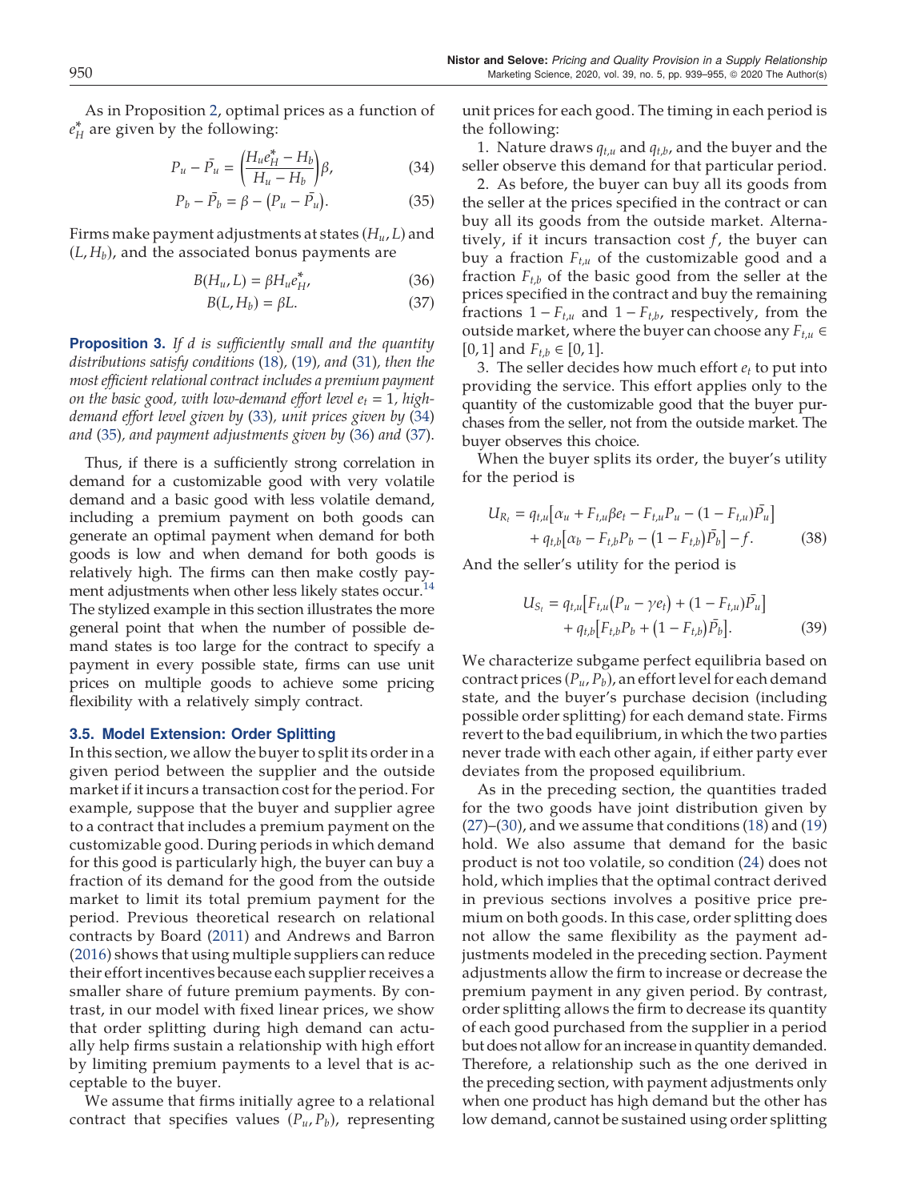As in Proposition 2, optimal prices as a function of $e_H^*$ are given by the following:

$$P_u - \bar{P}_u = \left(\frac{H_u e_H^* - H_b}{H_u - H_b}\right)\beta, \tag{34}$$

$$P_b - \bar{P}_b = \beta - \left(P_u - \bar{P}_u\right). \tag{35}$$

Firms make payment adjustments at states $(H_u, L)$ and $(L, H_b)$, and the associated bonus payments are

$$B(H_u, L) = \beta H_u e_H^*, \tag{36}$$

$$B(L, H_b) = \beta L. \tag{37}$$

**Proposition 3.** *If $d$ is sufficiently small and the quantity distributions satisfy conditions (18), (19), and (31), then the most efficient relational contract includes a premium payment on the basic good, with low-demand effort level $e_t = 1$, high-demand effort level given by (33), unit prices given by (34) and (35), and payment adjustments given by (36) and (37).*

Thus, if there is a sufficiently strong correlation in demand for a customizable good with very volatile demand and a basic good with less volatile demand, including a premium payment on both goods can generate an optimal payment when demand for both goods is low and when demand for both goods is relatively high. The firms can then make costly payment adjustments when other less likely states occur.[14] The stylized example in this section illustrates the more general point that when the number of possible demand states is too large for the contract to specify a payment in every possible state, firms can use unit prices on multiple goods to achieve some pricing flexibility with a relatively simply contract.

### 3.5. Model Extension: Order Splitting

In this section, we allow the buyer to split its order in a given period between the supplier and the outside market if it incurs a transaction cost for the period. For example, suppose that the buyer and supplier agree to a contract that includes a premium payment on the customizable good. During periods in which demand for this good is particularly high, the buyer can buy a fraction of its demand for the good from the outside market to limit its total premium payment for the period. Previous theoretical research on relational contracts by Board (2011) and Andrews and Barron (2016) shows that using multiple suppliers can reduce their effort incentives because each supplier receives a smaller share of future premium payments. By contrast, in our model with fixed linear prices, we show that order splitting during high demand can actually help firms sustain a relationship with high effort by limiting premium payments to a level that is acceptable to the buyer.

We assume that firms initially agree to a relational contract that specifies values $(P_u, P_b)$, representing unit prices for each good. The timing in each period is the following:

1. Nature draws $q_{t,u}$ and $q_{t,b}$, and the buyer and the seller observe this demand for that particular period.
2. As before, the buyer can buy all its goods from the seller at the prices specified in the contract or can buy all its goods from the outside market. Alternatively, if it incurs transaction cost $f$, the buyer can buy a fraction $F_{t,u}$ of the customizable good and a fraction $F_{t,b}$ of the basic good from the seller at the prices specified in the contract and buy the remaining fractions $1 - F_{t,u}$ and $1 - F_{t,b}$, respectively, from the outside market, where the buyer can choose any $F_{t,u} \in [0, 1]$ and $F_{t,b} \in [0, 1]$.
3. The seller decides how much effort $e_t$ to put into providing the service. This effort applies only to the quantity of the customizable good that the buyer purchases from the seller, not from the outside market. The buyer observes this choice.

When the buyer splits its order, the buyer's utility for the period is

$$U_{R_t} = q_{t,u}\left[\alpha_u + F_{t,u}\beta e_t - F_{t,u}P_u - (1 - F_{t,u})\bar{P}_u\right] + q_{t,b}\left[\alpha_b - F_{t,b}P_b - \left(1 - F_{t,b}\right)\bar{P}_b\right] - f. \tag{38}$$

And the seller's utility for the period is

$$U_{S_t} = q_{t,u}\left[F_{t,u}(P_u - \gamma e_t) + (1 - F_{t,u})\bar{P}_u\right] + q_{t,b}\left[F_{t,b}P_b + \left(1 - F_{t,b}\right)\bar{P}_b\right]. \tag{39}$$

We characterize subgame perfect equilibria based on contract prices $(P_u, P_b)$, an effort level for each demand state, and the buyer's purchase decision (including possible order splitting) for each demand state. Firms revert to the bad equilibrium, in which the two parties never trade with each other again, if either party ever deviates from the proposed equilibrium.

As in the preceding section, the quantities traded for the two goods have joint distribution given by (27)–(30), and we assume that conditions (18) and (19) hold. We also assume that demand for the basic product is not too volatile, so condition (24) does not hold, which implies that the optimal contract derived in previous sections involves a positive price premium on both goods. In this case, order splitting does not allow the same flexibility as the payment adjustments modeled in the preceding section. Payment adjustments allow the firm to increase or decrease the premium payment in any given period. By contrast, order splitting allows the firm to decrease its quantity of each good purchased from the supplier in a period but does not allow for an increase in quantity demanded. Therefore, a relationship such as the one derived in the preceding section, with payment adjustments only when one product has high demand but the other has low demand, cannot be sustained using order splitting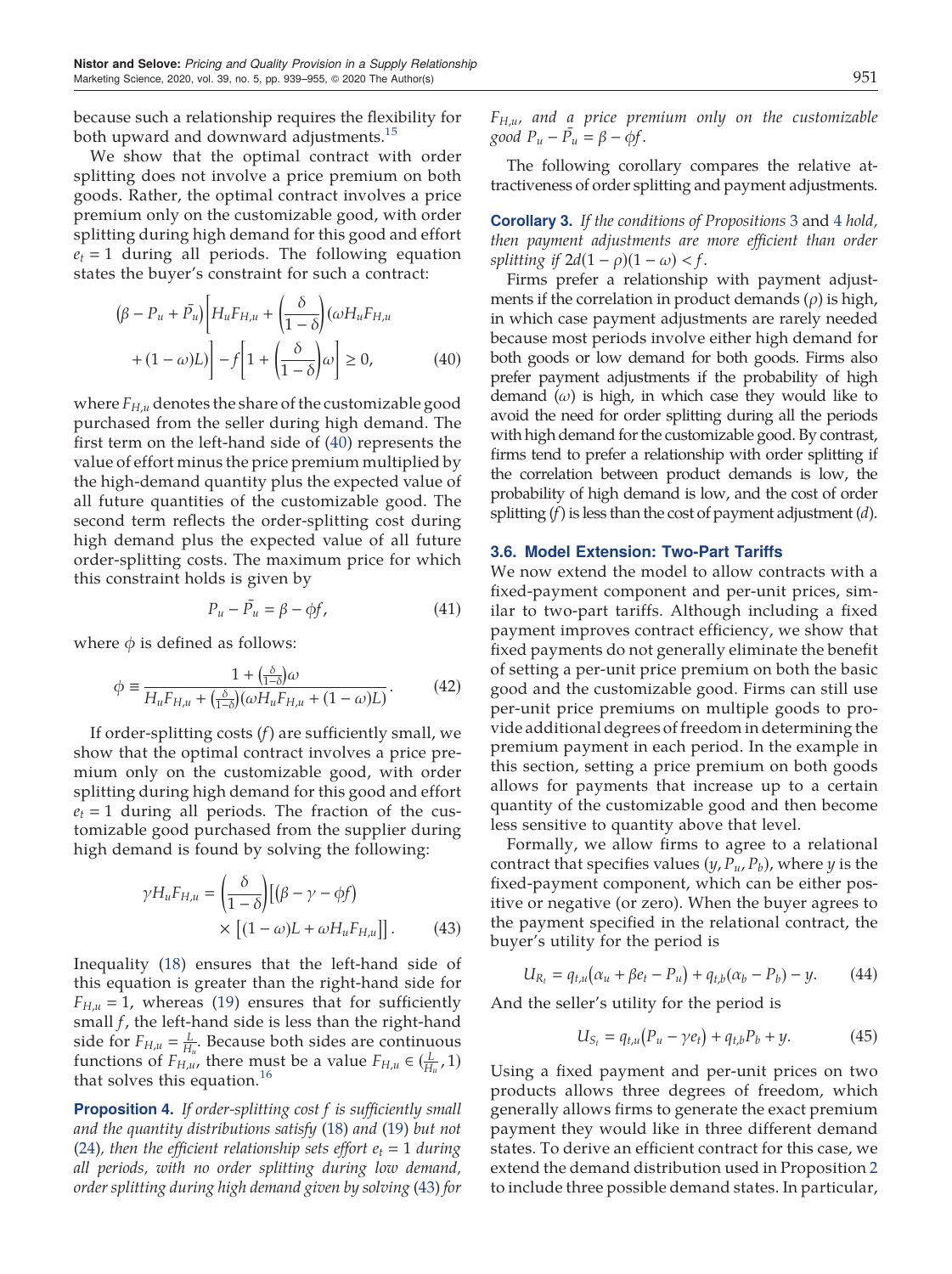because such a relationship requires the flexibility for both upward and downward adjustments.[15]

We show that the optimal contract with order splitting does not involve a price premium on both goods. Rather, the optimal contract involves a price premium only on the customizable good, with order splitting during high demand for this good and effort $e_t = 1$ during all periods. The following equation states the buyer's constraint for such a contract:

$$\left(\beta - P_u + \bar{P_u}\right)\left[H_u F_{H,u} + \left(\frac{\delta}{1-\delta}\right)(\omega H_u F_{H,u} + (1-\omega)L)\right] - f\left[1 + \left(\frac{\delta}{1-\delta}\right)\omega\right] \geq 0, \tag{40}$$

where $F_{H,u}$ denotes the share of the customizable good purchased from the seller during high demand. The first term on the left-hand side of (40) represents the value of effort minus the price premium multiplied by the high-demand quantity plus the expected value of all future quantities of the customizable good. The second term reflects the order-splitting cost during high demand plus the expected value of all future order-splitting costs. The maximum price for which this constraint holds is given by

$$P_u - \bar{P_u} = \beta - \phi f, \tag{41}$$

where $\phi$ is defined as follows:

$$\phi \equiv \frac{1 + \left(\frac{\delta}{1-\delta}\right)\omega}{H_u F_{H,u} + \left(\frac{\delta}{1-\delta}\right)(\omega H_u F_{H,u} + (1-\omega)L)}. \tag{42}$$

If order-splitting costs ($f$) are sufficiently small, we show that the optimal contract involves a price premium only on the customizable good, with order splitting during high demand for this good and effort $e_t = 1$ during all periods. The fraction of the customizable good purchased from the supplier during high demand is found by solving the following:

$$\gamma H_u F_{H,u} = \left(\frac{\delta}{1-\delta}\right)\left[(\beta - \gamma - \phi f) \times \left[(1-\omega)L + \omega H_u F_{H,u}\right]\right]. \tag{43}$$

Inequality (18) ensures that the left-hand side of this equation is greater than the right-hand side for $F_{H,u} = 1$, whereas (19) ensures that for sufficiently small $f$, the left-hand side is less than the right-hand side for $F_{H,u} = \frac{L}{H_u}$. Because both sides are continuous functions of $F_{H,u}$, there must be a value $F_{H,u} \in (\frac{L}{H_u}, 1)$ that solves this equation.[16]

**Proposition 4.** *If order-splitting cost $f$ is sufficiently small and the quantity distributions satisfy (18) and (19) but not (24), then the efficient relationship sets effort $e_t = 1$ during all periods, with no order splitting during low demand, order splitting during high demand given by solving (43) for $F_{H,u}$, and a price premium only on the customizable good $P_u - \bar{P_u} = \beta - \phi f$.*

The following corollary compares the relative attractiveness of order splitting and payment adjustments.

**Corollary 3.** *If the conditions of Propositions 3 and 4 hold, then payment adjustments are more efficient than order splitting if $2d(1-\rho)(1-\omega) < f$.*

Firms prefer a relationship with payment adjustments if the correlation in product demands ($\rho$) is high, in which case payment adjustments are rarely needed because most periods involve either high demand for both goods or low demand for both goods. Firms also prefer payment adjustments if the probability of high demand ($\omega$) is high, in which case they would like to avoid the need for order splitting during all the periods with high demand for the customizable good. By contrast, firms tend to prefer a relationship with order splitting if the correlation between product demands is low, the probability of high demand is low, and the cost of order splitting ($f$) is less than the cost of payment adjustment ($d$).

### 3.6. Model Extension: Two-Part Tariffs

We now extend the model to allow contracts with a fixed-payment component and per-unit prices, similar to two-part tariffs. Although including a fixed payment improves contract efficiency, we show that fixed payments do not generally eliminate the benefit of setting a per-unit price premium on both the basic good and the customizable good. Firms can still use per-unit price premiums on multiple goods to provide additional degrees of freedom in determining the premium payment in each period. In the example in this section, setting a price premium on both goods allows for payments that increase up to a certain quantity of the customizable good and then become less sensitive to quantity above that level.

Formally, we allow firms to agree to a relational contract that specifies values $(y, P_u, P_b)$, where $y$ is the fixed-payment component, which can be either positive or negative (or zero). When the buyer agrees to the payment specified in the relational contract, the buyer's utility for the period is

$$U_{R_t} = q_{t,u}(\alpha_u + \beta e_t - P_u) + q_{t,b}(\alpha_b - P_b) - y. \tag{44}$$

And the seller's utility for the period is

$$U_{S_t} = q_{t,u}(P_u - \gamma e_t) + q_{t,b} P_b + y. \tag{45}$$

Using a fixed payment and per-unit prices on two products allows three degrees of freedom, which generally allows firms to generate the exact premium payment they would like in three different demand states. To derive an efficient contract for this case, we extend the demand distribution used in Proposition 2 to include three possible demand states. In particular,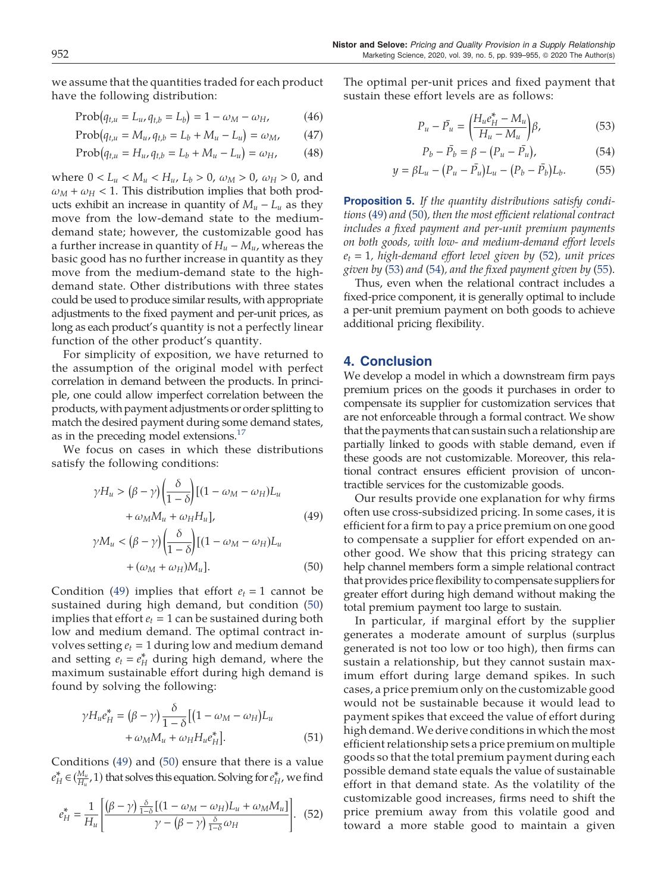we assume that the quantities traded for each product have the following distribution:

$$\text{Prob}(q_{t,u} = L_u, q_{t,b} = L_b) = 1 - \omega_M - \omega_H, \tag{46}$$

$$\text{Prob}(q_{t,u} = M_u, q_{t,b} = L_b + M_u - L_u) = \omega_M, \tag{47}$$

$$\text{Prob}(q_{t,u} = H_u, q_{t,b} = L_b + M_u - L_u) = \omega_H, \tag{48}$$

where $0 < L_u < M_u < H_u$, $L_b > 0$, $\omega_M > 0$, $\omega_H > 0$, and $\omega_M + \omega_H < 1$. This distribution implies that both products exhibit an increase in quantity of $M_u - L_u$ as they move from the low-demand state to the medium-demand state; however, the customizable good has a further increase in quantity of $H_u - M_u$, whereas the basic good has no further increase in quantity as they move from the medium-demand state to the high-demand state. Other distributions with three states could be used to produce similar results, with appropriate adjustments to the fixed payment and per-unit prices, as long as each product's quantity is not a perfectly linear function of the other product's quantity.

For simplicity of exposition, we have returned to the assumption of the original model with perfect correlation in demand between the products. In principle, one could allow imperfect correlation between the products, with payment adjustments or order splitting to match the desired payment during some demand states, as in the preceding model extensions.[17]

We focus on cases in which these distributions satisfy the following conditions:

$$\gamma H_u > (\beta - \gamma)\left(\frac{\delta}{1-\delta}\right)[(1 - \omega_M - \omega_H)L_u + \omega_M M_u + \omega_H H_u], \tag{49}$$

$$\gamma M_u < (\beta - \gamma)\left(\frac{\delta}{1-\delta}\right)[(1 - \omega_M - \omega_H)L_u + (\omega_M + \omega_H)M_u]. \tag{50}$$

Condition (49) implies that effort $e_t = 1$ cannot be sustained during high demand, but condition (50) implies that effort $e_t = 1$ can be sustained during both low and medium demand. The optimal contract involves setting $e_t = 1$ during low and medium demand and setting $e_t = e_H^*$ during high demand, where the maximum sustainable effort during high demand is found by solving the following:

$$\gamma H_u e_H^* = (\beta - \gamma)\frac{\delta}{1-\delta}\big[(1 - \omega_M - \omega_H)L_u + \omega_M M_u + \omega_H H_u e_H^*\big]. \tag{51}$$

Conditions (49) and (50) ensure that there is a value $e_H^* \in (\frac{M_u}{H_u}, 1)$ that solves this equation. Solving for $e_H^*$, we find

$$e_H^* = \frac{1}{H_u}\left[\frac{(\beta - \gamma)\frac{\delta}{1-\delta}[(1 - \omega_M - \omega_H)L_u + \omega_M M_u]}{\gamma - (\beta - \gamma)\frac{\delta}{1-\delta}\omega_H}\right]. \tag{52}$$

The optimal per-unit prices and fixed payment that sustain these effort levels are as follows:

$$P_u - \bar{P_u} = \left(\frac{H_u e_H^* - M_u}{H_u - M_u}\right)\beta, \tag{53}$$

$$P_b - \bar{P_b} = \beta - (P_u - \bar{P_u}), \tag{54}$$

$$y = \beta L_u - (P_u - \bar{P_u})L_u - (P_b - \bar{P_b})L_b. \tag{55}$$

**Proposition 5.** *If the quantity distributions satisfy conditions* (49) *and* (50)*, then the most efficient relational contract includes a fixed payment and per-unit premium payments on both goods, with low- and medium-demand effort levels* $e_t = 1$*, high-demand effort level given by* (52)*, unit prices given by* (53) *and* (54)*, and the fixed payment given by* (55)*.*

Thus, even when the relational contract includes a fixed-price component, it is generally optimal to include a per-unit premium payment on both goods to achieve additional pricing flexibility.

## 4. Conclusion

We develop a model in which a downstream firm pays premium prices on the goods it purchases in order to compensate its supplier for customization services that are not enforceable through a formal contract. We show that the payments that can sustain such a relationship are partially linked to goods with stable demand, even if these goods are not customizable. Moreover, this relational contract ensures efficient provision of uncontractible services for the customizable goods.

Our results provide one explanation for why firms often use cross-subsidized pricing. In some cases, it is efficient for a firm to pay a price premium on one good to compensate a supplier for effort expended on another good. We show that this pricing strategy can help channel members form a simple relational contract that provides price flexibility to compensate suppliers for greater effort during high demand without making the total premium payment too large to sustain.

In particular, if marginal effort by the supplier generates a moderate amount of surplus (surplus generated is not too low or too high), then firms can sustain a relationship, but they cannot sustain maximum effort during large demand spikes. In such cases, a price premium only on the customizable good would not be sustainable because it would lead to payment spikes that exceed the value of effort during high demand. We derive conditions in which the most efficient relationship sets a price premium on multiple goods so that the total premium payment during each possible demand state equals the value of sustainable effort in that demand state. As the volatility of the customizable good increases, firms need to shift the price premium away from this volatile good and toward a more stable good to maintain a given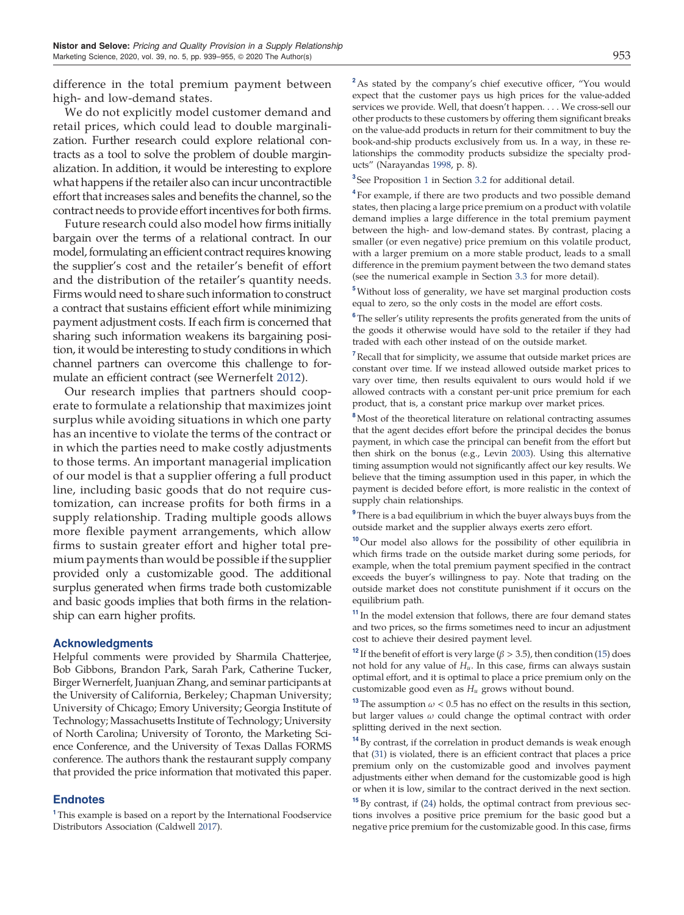difference in the total premium payment between high- and low-demand states.

We do not explicitly model customer demand and retail prices, which could lead to double marginalization. Further research could explore relational contracts as a tool to solve the problem of double marginalization. In addition, it would be interesting to explore what happens if the retailer also can incur uncontractible effort that increases sales and benefits the channel, so the contract needs to provide effort incentives for both firms.

Future research could also model how firms initially bargain over the terms of a relational contract. In our model, formulating an efficient contract requires knowing the supplier's cost and the retailer's benefit of effort and the distribution of the retailer's quantity needs. Firms would need to share such information to construct a contract that sustains efficient effort while minimizing payment adjustment costs. If each firm is concerned that sharing such information weakens its bargaining position, it would be interesting to study conditions in which channel partners can overcome this challenge to formulate an efficient contract (see Wernerfelt 2012).

Our research implies that partners should cooperate to formulate a relationship that maximizes joint surplus while avoiding situations in which one party has an incentive to violate the terms of the contract or in which the parties need to make costly adjustments to those terms. An important managerial implication of our model is that a supplier offering a full product line, including basic goods that do not require customization, can increase profits for both firms in a supply relationship. Trading multiple goods allows more flexible payment arrangements, which allow firms to sustain greater effort and higher total premium payments than would be possible if the supplier provided only a customizable good. The additional surplus generated when firms trade both customizable and basic goods implies that both firms in the relationship can earn higher profits.

## Acknowledgments

Helpful comments were provided by Sharmila Chatterjee, Bob Gibbons, Brandon Park, Sarah Park, Catherine Tucker, Birger Wernerfelt, Juanjuan Zhang, and seminar participants at the University of California, Berkeley; Chapman University; University of Chicago; Emory University; Georgia Institute of Technology; Massachusetts Institute of Technology; University of North Carolina; University of Toronto, the Marketing Science Conference, and the University of Texas Dallas FORMS conference. The authors thank the restaurant supply company that provided the price information that motivated this paper.

## Endnotes

[1] This example is based on a report by the International Foodservice Distributors Association (Caldwell 2017).

[2] As stated by the company's chief executive officer, "You would expect that the customer pays us high prices for the value-added services we provide. Well, that doesn't happen. . . . We cross-sell our other products to these customers by offering them significant breaks on the value-add products in return for their commitment to buy the book-and-ship products exclusively from us. In a way, in these relationships the commodity products subsidize the specialty products" (Narayandas 1998, p. 8).

[3] See Proposition 1 in Section 3.2 for additional detail.

[4] For example, if there are two products and two possible demand states, then placing a large price premium on a product with volatile demand implies a large difference in the total premium payment between the high- and low-demand states. By contrast, placing a smaller (or even negative) price premium on this volatile product, with a larger premium on a more stable product, leads to a small difference in the premium payment between the two demand states (see the numerical example in Section 3.3 for more detail).

[5] Without loss of generality, we have set marginal production costs equal to zero, so the only costs in the model are effort costs.

[6] The seller's utility represents the profits generated from the units of the goods it otherwise would have sold to the retailer if they had traded with each other instead of on the outside market.

[7] Recall that for simplicity, we assume that outside market prices are constant over time. If we instead allowed outside market prices to vary over time, then results equivalent to ours would hold if we allowed contracts with a constant per-unit price premium for each product, that is, a constant price markup over market prices.

[8] Most of the theoretical literature on relational contracting assumes that the agent decides effort before the principal decides the bonus payment, in which case the principal can benefit from the effort but then shirk on the bonus (e.g., Levin 2003). Using this alternative timing assumption would not significantly affect our key results. We believe that the timing assumption used in this paper, in which the payment is decided before effort, is more realistic in the context of supply chain relationships.

[9] There is a bad equilibrium in which the buyer always buys from the outside market and the supplier always exerts zero effort.

[10] Our model also allows for the possibility of other equilibria in which firms trade on the outside market during some periods, for example, when the total premium payment specified in the contract exceeds the buyer's willingness to pay. Note that trading on the outside market does not constitute punishment if it occurs on the equilibrium path.

[11] In the model extension that follows, there are four demand states and two prices, so the firms sometimes need to incur an adjustment cost to achieve their desired payment level.

[12] If the benefit of effort is very large ($\beta > 3.5$), then condition (15) does not hold for any value of $H_u$. In this case, firms can always sustain optimal effort, and it is optimal to place a price premium only on the customizable good even as $H_u$ grows without bound.

[13] The assumption $\omega < 0.5$ has no effect on the results in this section, but larger values $\omega$ could change the optimal contract with order splitting derived in the next section.

[14] By contrast, if the correlation in product demands is weak enough that (31) is violated, there is an efficient contract that places a price premium only on the customizable good and involves payment adjustments either when demand for the customizable good is high or when it is low, similar to the contract derived in the next section.

[15] By contrast, if (24) holds, the optimal contract from previous sections involves a positive price premium for the basic good but a negative price premium for the customizable good. In this case, firms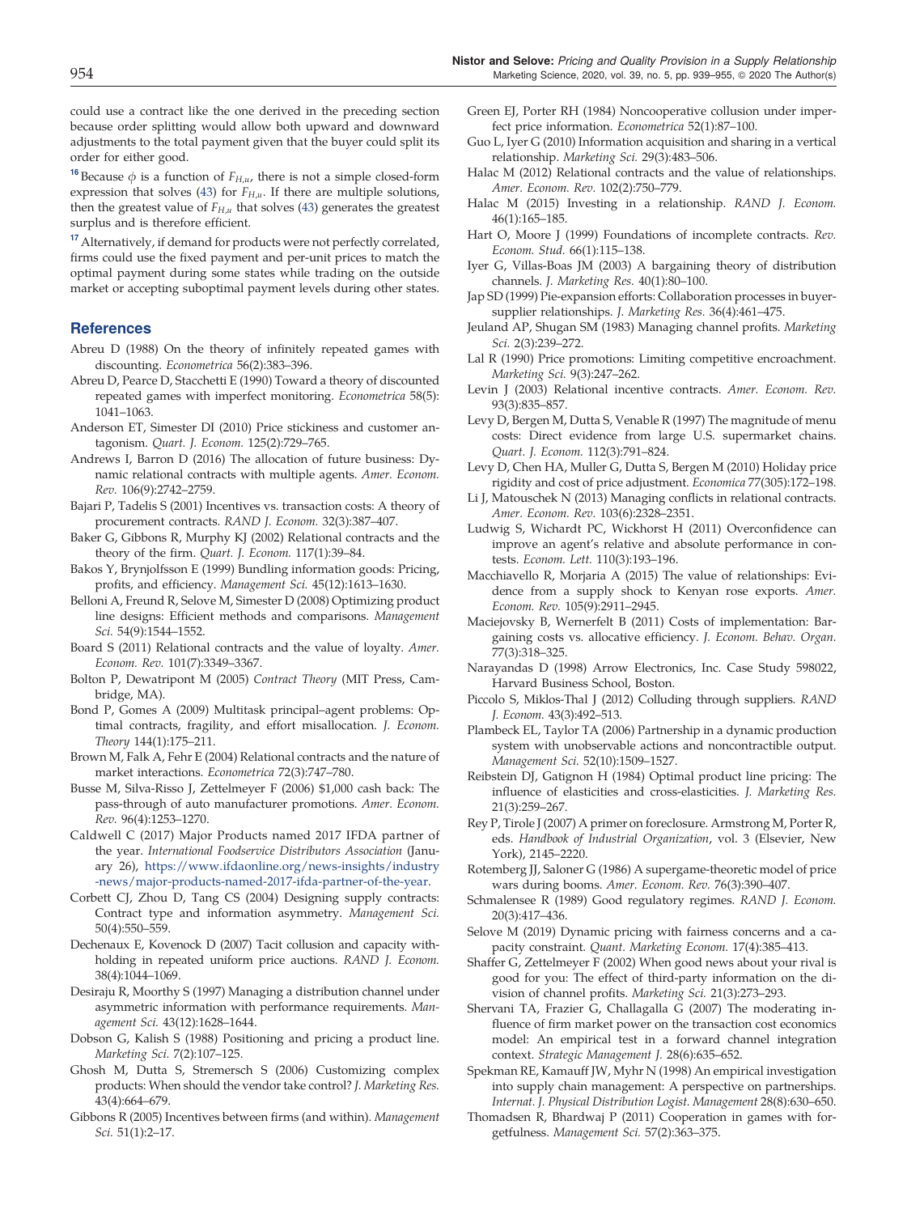could use a contract like the one derived in the preceding section because order splitting would allow both upward and downward adjustments to the total payment given that the buyer could split its order for either good.

[16] Because $\phi$ is a function of $F_{H,u}$, there is not a simple closed-form expression that solves (43) for $F_{H,u}$. If there are multiple solutions, then the greatest value of $F_{H,u}$ that solves (43) generates the greatest surplus and is therefore efficient.

[17] Alternatively, if demand for products were not perfectly correlated, firms could use the fixed payment and per-unit prices to match the optimal payment during some states while trading on the outside market or accepting suboptimal payment levels during other states.

## References

Abreu D (1988) On the theory of infinitely repeated games with discounting. *Econometrica* 56(2):383–396.

Abreu D, Pearce D, Stacchetti E (1990) Toward a theory of discounted repeated games with imperfect monitoring. *Econometrica* 58(5): 1041–1063.

Anderson ET, Simester DI (2010) Price stickiness and customer antagonism. *Quart. J. Econom.* 125(2):729–765.

Andrews I, Barron D (2016) The allocation of future business: Dynamic relational contracts with multiple agents. *Amer. Econom. Rev.* 106(9):2742–2759.

Bajari P, Tadelis S (2001) Incentives vs. transaction costs: A theory of procurement contracts. *RAND J. Econom.* 32(3):387–407.

Baker G, Gibbons R, Murphy KJ (2002) Relational contracts and the theory of the firm. *Quart. J. Econom.* 117(1):39–84.

Bakos Y, Brynjolfsson E (1999) Bundling information goods: Pricing, profits, and efficiency. *Management Sci.* 45(12):1613–1630.

Belloni A, Freund R, Selove M, Simester D (2008) Optimizing product line designs: Efficient methods and comparisons. *Management Sci.* 54(9):1544–1552.

Board S (2011) Relational contracts and the value of loyalty. *Amer. Econom. Rev.* 101(7):3349–3367.

Bolton P, Dewatripont M (2005) *Contract Theory* (MIT Press, Cambridge, MA).

Bond P, Gomes A (2009) Multitask principal–agent problems: Optimal contracts, fragility, and effort misallocation. *J. Econom. Theory* 144(1):175–211.

Brown M, Falk A, Fehr E (2004) Relational contracts and the nature of market interactions. *Econometrica* 72(3):747–780.

Busse M, Silva-Risso J, Zettelmeyer F (2006) $1,000 cash back: The pass-through of auto manufacturer promotions. *Amer. Econom. Rev.* 96(4):1253–1270.

Caldwell C (2017) Major Products named 2017 IFDA partner of the year. *International Foodservice Distributors Association* (January 26), https://www.ifdaonline.org/news-insights/industry-news/major-products-named-2017-ifda-partner-of-the-year.

Corbett CJ, Zhou D, Tang CS (2004) Designing supply contracts: Contract type and information asymmetry. *Management Sci.* 50(4):550–559.

Dechenaux E, Kovenock D (2007) Tacit collusion and capacity withholding in repeated uniform price auctions. *RAND J. Econom.* 38(4):1044–1069.

Desiraju R, Moorthy S (1997) Managing a distribution channel under asymmetric information with performance requirements. *Management Sci.* 43(12):1628–1644.

Dobson G, Kalish S (1988) Positioning and pricing a product line. *Marketing Sci.* 7(2):107–125.

Ghosh M, Dutta S, Stremersch S (2006) Customizing complex products: When should the vendor take control? *J. Marketing Res.* 43(4):664–679.

Gibbons R (2005) Incentives between firms (and within). *Management Sci.* 51(1):2–17.

Green EJ, Porter RH (1984) Noncooperative collusion under imperfect price information. *Econometrica* 52(1):87–100.

Guo L, Iyer G (2010) Information acquisition and sharing in a vertical relationship. *Marketing Sci.* 29(3):483–506.

Halac M (2012) Relational contracts and the value of relationships. *Amer. Econom. Rev.* 102(2):750–779.

Halac M (2015) Investing in a relationship. *RAND J. Econom.* 46(1):165–185.

Hart O, Moore J (1999) Foundations of incomplete contracts. *Rev. Econom. Stud.* 66(1):115–138.

Iyer G, Villas-Boas JM (2003) A bargaining theory of distribution channels. *J. Marketing Res.* 40(1):80–100.

Jap SD (1999) Pie-expansion efforts: Collaboration processes in buyer-supplier relationships. *J. Marketing Res.* 36(4):461–475.

Jeuland AP, Shugan SM (1983) Managing channel profits. *Marketing Sci.* 2(3):239–272.

Lal R (1990) Price promotions: Limiting competitive encroachment. *Marketing Sci.* 9(3):247–262.

Levin J (2003) Relational incentive contracts. *Amer. Econom. Rev.* 93(3):835–857.

Levy D, Bergen M, Dutta S, Venable R (1997) The magnitude of menu costs: Direct evidence from large U.S. supermarket chains. *Quart. J. Econom.* 112(3):791–824.

Levy D, Chen HA, Muller G, Dutta S, Bergen M (2010) Holiday price rigidity and cost of price adjustment. *Economica* 77(305):172–198.

Li J, Matouschek N (2013) Managing conflicts in relational contracts. *Amer. Econom. Rev.* 103(6):2328–2351.

Ludwig S, Wichardt PC, Wickhorst H (2011) Overconfidence can improve an agent's relative and absolute performance in contests. *Econom. Lett.* 110(3):193–196.

Macchiavello R, Morjaria A (2015) The value of relationships: Evidence from a supply shock to Kenyan rose exports. *Amer. Econom. Rev.* 105(9):2911–2945.

Maciejovsky B, Wernerfelt B (2011) Costs of implementation: Bargaining costs vs. allocative efficiency. *J. Econom. Behav. Organ.* 77(3):318–325.

Narayandas D (1998) Arrow Electronics, Inc. Case Study 598022, Harvard Business School, Boston.

Piccolo S, Miklos-Thal J (2012) Colluding through suppliers. *RAND J. Econom.* 43(3):492–513.

Plambeck EL, Taylor TA (2006) Partnership in a dynamic production system with unobservable actions and noncontractible output. *Management Sci.* 52(10):1509–1527.

Reibstein DJ, Gatignon H (1984) Optimal product line pricing: The influence of elasticities and cross-elasticities. *J. Marketing Res.* 21(3):259–267.

Rey P, Tirole J (2007) A primer on foreclosure. Armstrong M, Porter R, eds. *Handbook of Industrial Organization*, vol. 3 (Elsevier, New York), 2145–2220.

Rotemberg JJ, Saloner G (1986) A supergame-theoretic model of price wars during booms. *Amer. Econom. Rev.* 76(3):390–407.

Schmalensee R (1989) Good regulatory regimes. *RAND J. Econom.* 20(3):417–436.

Selove M (2019) Dynamic pricing with fairness concerns and a capacity constraint. *Quant. Marketing Econom.* 17(4):385–413.

Shaffer G, Zettelmeyer F (2002) When good news about your rival is good for you: The effect of third-party information on the division of channel profits. *Marketing Sci.* 21(3):273–293.

Shervani TA, Frazier G, Challagalla G (2007) The moderating influence of firm market power on the transaction cost economics model: An empirical test in a forward channel integration context. *Strategic Management J.* 28(6):635–652.

Spekman RE, Kamauff JW, Myhr N (1998) An empirical investigation into supply chain management: A perspective on partnerships. *Internat. J. Physical Distribution Logist. Management* 28(8):630–650.

Thomadsen R, Bhardwaj P (2011) Cooperation in games with forgetfulness. *Management Sci.* 57(2):363–375.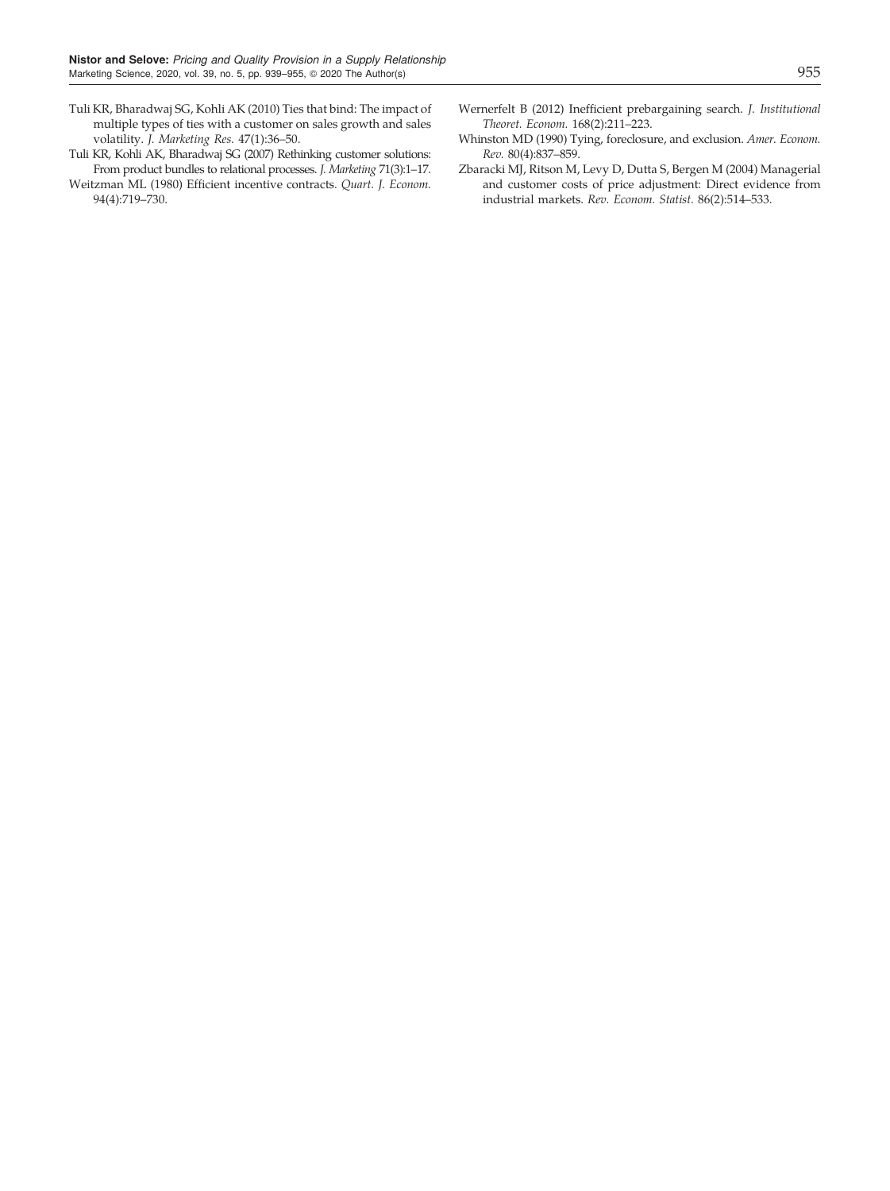Tuli KR, Bharadwaj SG, Kohli AK (2010) Ties that bind: The impact of multiple types of ties with a customer on sales growth and sales volatility. *J. Marketing Res.* 47(1):36–50.

Tuli KR, Kohli AK, Bharadwaj SG (2007) Rethinking customer solutions: From product bundles to relational processes. *J. Marketing* 71(3):1–17.

Weitzman ML (1980) Efficient incentive contracts. *Quart. J. Econom.* 94(4):719–730.

Wernerfelt B (2012) Inefficient prebargaining search. *J. Institutional Theoret. Econom.* 168(2):211–223.

Whinston MD (1990) Tying, foreclosure, and exclusion. *Amer. Econom. Rev.* 80(4):837–859.

Zbaracki MJ, Ritson M, Levy D, Dutta S, Bergen M (2004) Managerial and customer costs of price adjustment: Direct evidence from industrial markets. *Rev. Econom. Statist.* 86(2):514–533.